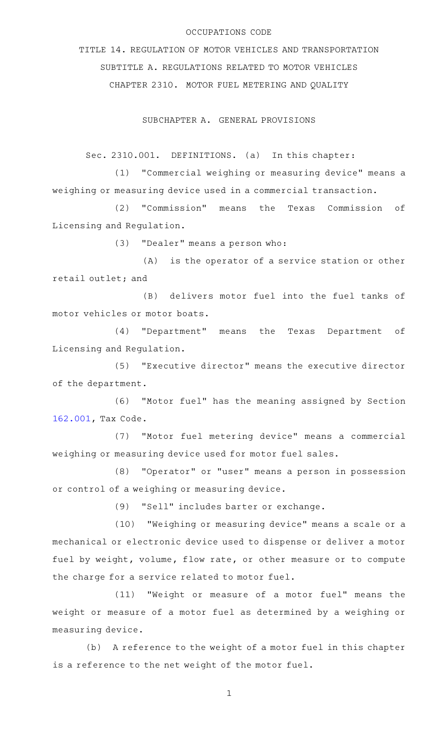OCCUPATIONS CODE

# TITLE 14. REGULATION OF MOTOR VEHICLES AND TRANSPORTATION

## SUBTITLE A. REGULATIONS RELATED TO MOTOR VEHICLES

## CHAPTER 2310. MOTOR FUEL METERING AND QUALITY

### SUBCHAPTER A. GENERAL PROVISIONS

Sec. 2310.001. DEFINITIONS. (a) In this chapter:

(1) "Commercial weighing or measuring device" means a weighing or measuring device used in a commercial transaction.

(2) "Commission" means the Texas Commission of Licensing and Regulation.

(3) "Dealer" means a person who:

(A) is the operator of a service station or other retail outlet; and

(B) delivers motor fuel into the fuel tanks of motor vehicles or motor boats.

(4) "Department" means the Texas Department of Licensing and Regulation.

(5) "Executive director" means the executive director of the department.

(6) "Motor fuel" has the meaning assigned by Section 162.001, Tax Code.

(7) "Motor fuel metering device" means a commercial weighing or measuring device used for motor fuel sales.

(8) "Operator" or "user" means a person in possession or control of a weighing or measuring device.

(9) "Sell" includes barter or exchange.

(10) "Weighing or measuring device" means a scale or a mechanical or electronic device used to dispense or deliver a motor fuel by weight, volume, flow rate, or other measure or to compute the charge for a service related to motor fuel.

(11) "Weight or measure of a motor fuel" means the weight or measure of a motor fuel as determined by a weighing or measuring device.

(b) A reference to the weight of a motor fuel in this chapter is a reference to the net weight of the motor fuel.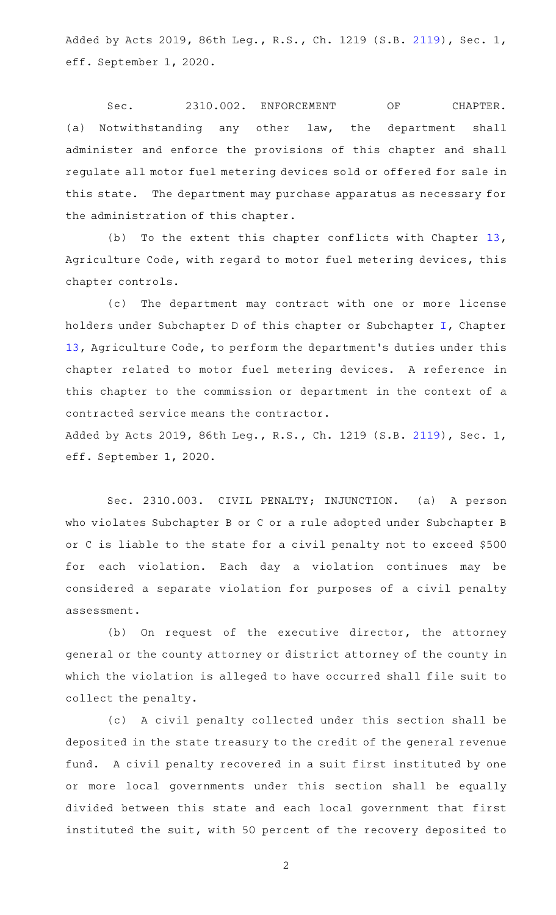Added by Acts 2019, 86th Leg., R.S., Ch. 1219 (S.B. 2119), Sec. 1, eff. September 1, 2020.

Sec. 2310.002. ENFORCEMENT OF CHAPTER. (a) Notwithstanding any other law, the department shall administer and enforce the provisions of this chapter and shall regulate all motor fuel metering devices sold or offered for sale in this state. The department may purchase apparatus as necessary for the administration of this chapter.

(b) To the extent this chapter conflicts with Chapter 13, Agriculture Code, with regard to motor fuel metering devices, this chapter controls.

(c) The department may contract with one or more license holders under Subchapter D of this chapter or Subchapter I, Chapter 13, Agriculture Code, to perform the department's duties under this chapter related to motor fuel metering devices. A reference in this chapter to the commission or department in the context of a contracted service means the contractor.

Added by Acts 2019, 86th Leg., R.S., Ch. 1219 (S.B. 2119), Sec. 1, eff. September 1, 2020.

Sec. 2310.003. CIVIL PENALTY; INJUNCTION. (a) A person who violates Subchapter B or C or a rule adopted under Subchapter B or C is liable to the state for a civil penalty not to exceed $500 for each violation. Each day a violation continues may be considered a separate violation for purposes of a civil penalty assessment.

(b) On request of the executive director, the attorney general or the county attorney or district attorney of the county in which the violation is alleged to have occurred shall file suit to collect the penalty.

(c) A civil penalty collected under this section shall be deposited in the state treasury to the credit of the general revenue fund. A civil penalty recovered in a suit first instituted by one or more local governments under this section shall be equally divided between this state and each local government that first instituted the suit, with 50 percent of the recovery deposited to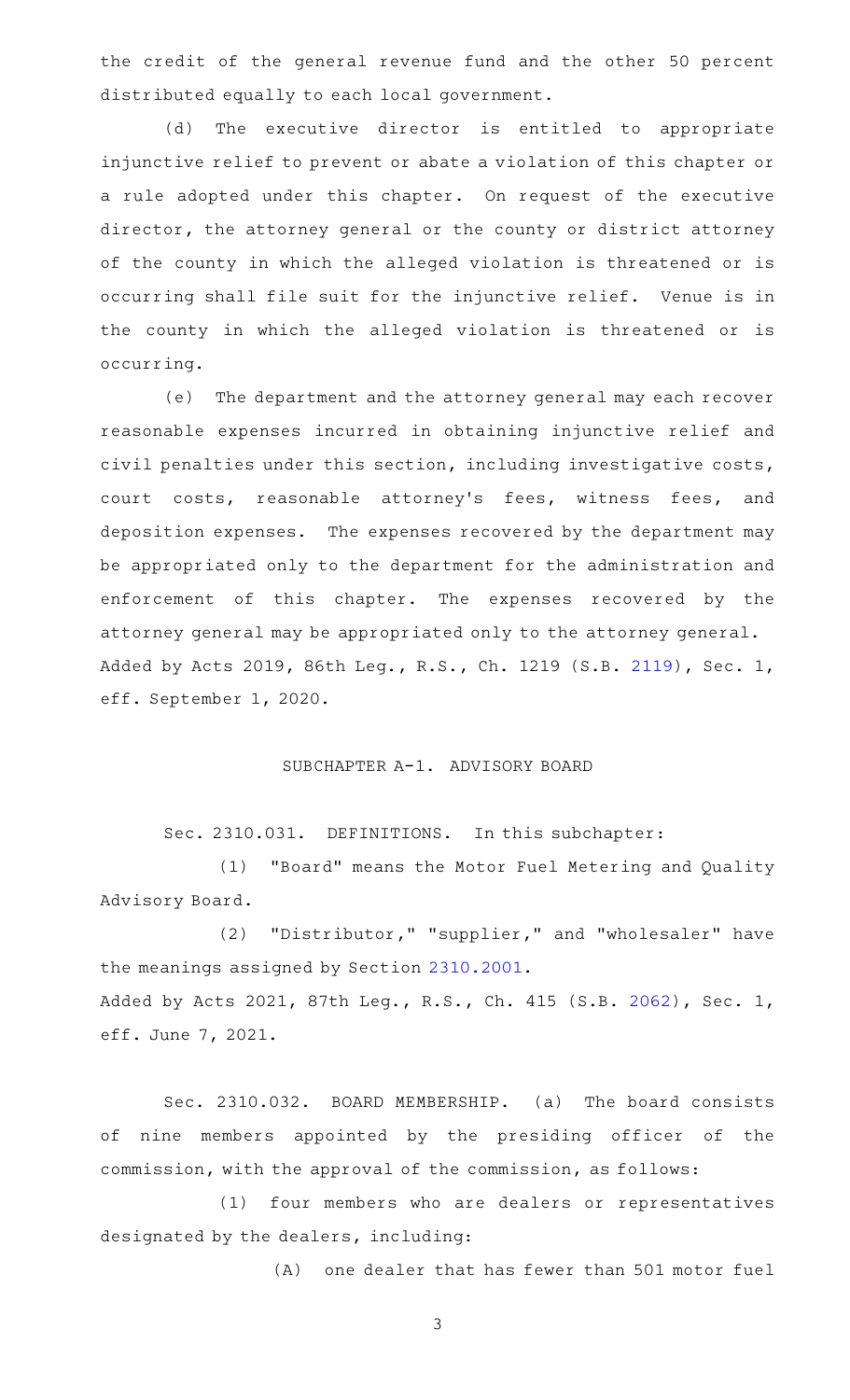the credit of the general revenue fund and the other 50 percent distributed equally to each local government.

(d) The executive director is entitled to appropriate injunctive relief to prevent or abate a violation of this chapter or a rule adopted under this chapter. On request of the executive director, the attorney general or the county or district attorney of the county in which the alleged violation is threatened or is occurring shall file suit for the injunctive relief. Venue is in the county in which the alleged violation is threatened or is occurring.

(e) The department and the attorney general may each recover reasonable expenses incurred in obtaining injunctive relief and civil penalties under this section, including investigative costs, court costs, reasonable attorney's fees, witness fees, and deposition expenses. The expenses recovered by the department may be appropriated only to the department for the administration and enforcement of this chapter. The expenses recovered by the attorney general may be appropriated only to the attorney general.

Added by Acts 2019, 86th Leg., R.S., Ch. 1219 (S.B. 2119), Sec. 1, eff. September 1, 2020.

SUBCHAPTER A-1. ADVISORY BOARD

Sec. 2310.031. DEFINITIONS. In this subchapter:

(1) "Board" means the Motor Fuel Metering and Quality Advisory Board.

(2) "Distributor," "supplier," and "wholesaler" have the meanings assigned by Section 2310.2001.

Added by Acts 2021, 87th Leg., R.S., Ch. 415 (S.B. 2062), Sec. 1, eff. June 7, 2021.

Sec. 2310.032. BOARD MEMBERSHIP. (a) The board consists of nine members appointed by the presiding officer of the commission, with the approval of the commission, as follows:

(1) four members who are dealers or representatives designated by the dealers, including:

(A) one dealer that has fewer than 501 motor fuel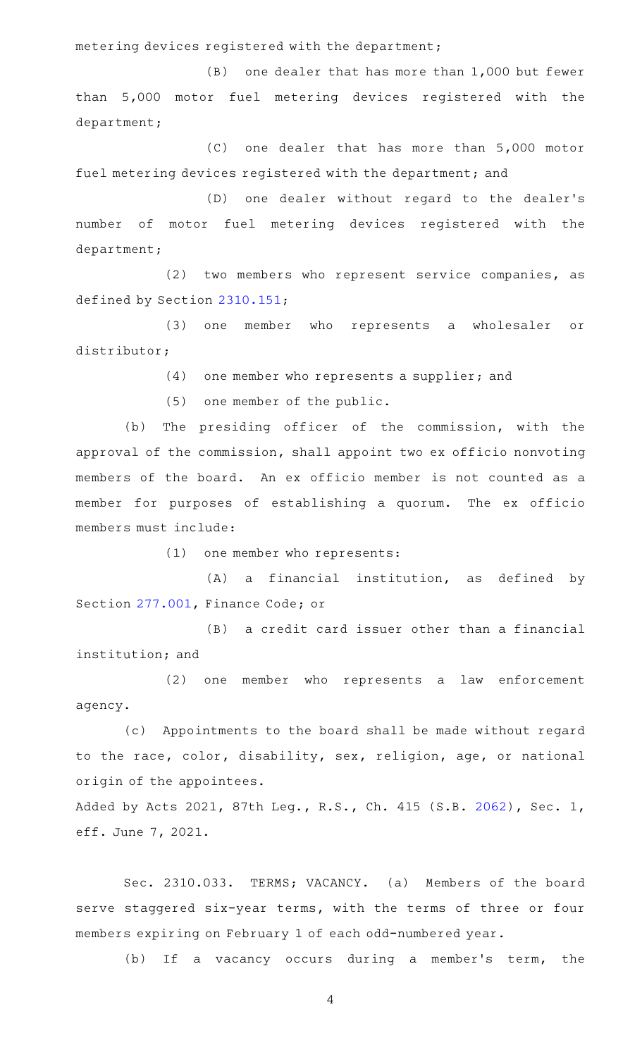metering devices registered with the department;

(B) one dealer that has more than 1,000 but fewer than 5,000 motor fuel metering devices registered with the department;

(C) one dealer that has more than 5,000 motor fuel metering devices registered with the department; and

(D) one dealer without regard to the dealer's number of motor fuel metering devices registered with the department;

(2) two members who represent service companies, as defined by Section 2310.151;

(3) one member who represents a wholesaler or distributor;

(4) one member who represents a supplier; and

(5) one member of the public.

(b) The presiding officer of the commission, with the approval of the commission, shall appoint two ex officio nonvoting members of the board. An ex officio member is not counted as a member for purposes of establishing a quorum. The ex officio members must include:

(1) one member who represents:

(A) a financial institution, as defined by Section 277.001, Finance Code; or

(B) a credit card issuer other than a financial institution; and

(2) one member who represents a law enforcement agency.

(c) Appointments to the board shall be made without regard to the race, color, disability, sex, religion, age, or national origin of the appointees.

Added by Acts 2021, 87th Leg., R.S., Ch. 415 (S.B. 2062), Sec. 1, eff. June 7, 2021.

Sec. 2310.033. TERMS; VACANCY. (a) Members of the board serve staggered six-year terms, with the terms of three or four members expiring on February 1 of each odd-numbered year.

(b) If a vacancy occurs during a member's term, the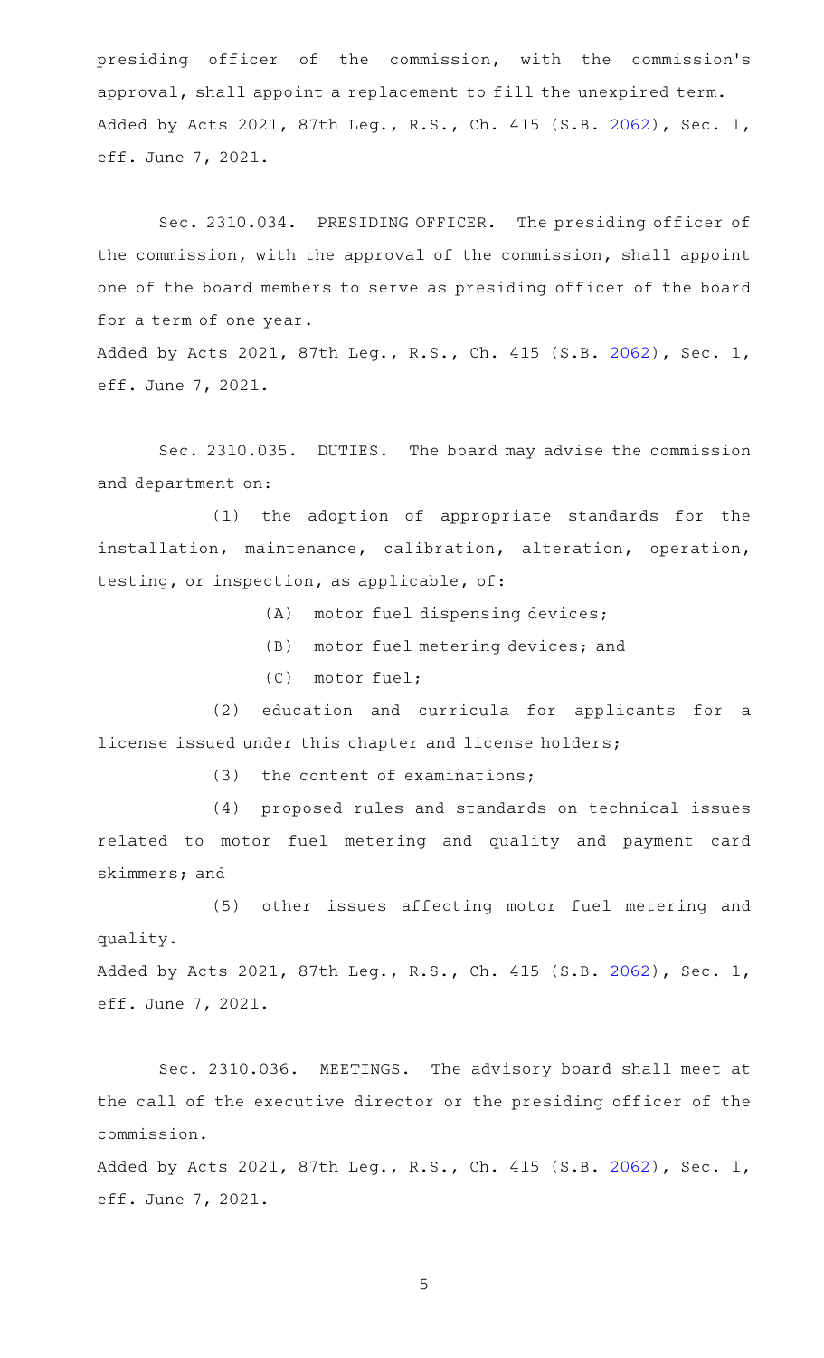presiding officer of the commission, with the commission's approval, shall appoint a replacement to fill the unexpired term.
Added by Acts 2021, 87th Leg., R.S., Ch. 415 (S.B. 2062), Sec. 1, eff. June 7, 2021.

Sec. 2310.034. PRESIDING OFFICER. The presiding officer of the commission, with the approval of the commission, shall appoint one of the board members to serve as presiding officer of the board for a term of one year.
Added by Acts 2021, 87th Leg., R.S., Ch. 415 (S.B. 2062), Sec. 1, eff. June 7, 2021.

Sec. 2310.035. DUTIES. The board may advise the commission and department on:

(1) the adoption of appropriate standards for the installation, maintenance, calibration, alteration, operation, testing, or inspection, as applicable, of:

(A) motor fuel dispensing devices;

(B) motor fuel metering devices; and

(C) motor fuel;

(2) education and curricula for applicants for a license issued under this chapter and license holders;

(3) the content of examinations;

(4) proposed rules and standards on technical issues related to motor fuel metering and quality and payment card skimmers; and

(5) other issues affecting motor fuel metering and quality.
Added by Acts 2021, 87th Leg., R.S., Ch. 415 (S.B. 2062), Sec. 1, eff. June 7, 2021.

Sec. 2310.036. MEETINGS. The advisory board shall meet at the call of the executive director or the presiding officer of the commission.
Added by Acts 2021, 87th Leg., R.S., Ch. 415 (S.B. 2062), Sec. 1, eff. June 7, 2021.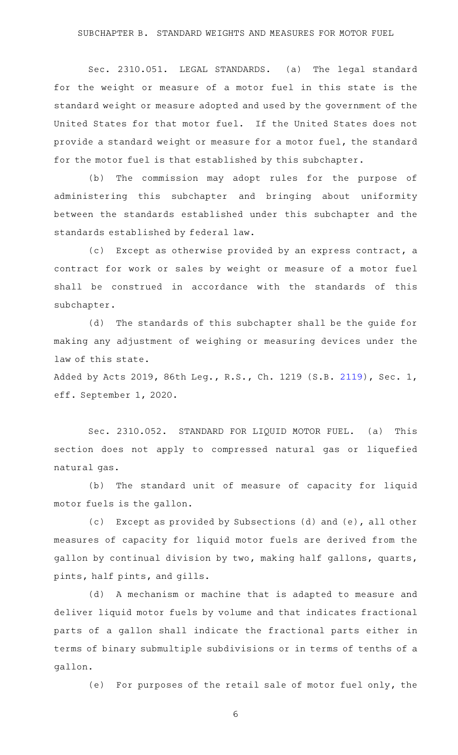## SUBCHAPTER B. STANDARD WEIGHTS AND MEASURES FOR MOTOR FUEL

Sec. 2310.051. LEGAL STANDARDS. (a) The legal standard for the weight or measure of a motor fuel in this state is the standard weight or measure adopted and used by the government of the United States for that motor fuel. If the United States does not provide a standard weight or measure for a motor fuel, the standard for the motor fuel is that established by this subchapter.

(b) The commission may adopt rules for the purpose of administering this subchapter and bringing about uniformity between the standards established under this subchapter and the standards established by federal law.

(c) Except as otherwise provided by an express contract, a contract for work or sales by weight or measure of a motor fuel shall be construed in accordance with the standards of this subchapter.

(d) The standards of this subchapter shall be the guide for making any adjustment of weighing or measuring devices under the law of this state.

Added by Acts 2019, 86th Leg., R.S., Ch. 1219 (S.B. 2119), Sec. 1, eff. September 1, 2020.

Sec. 2310.052. STANDARD FOR LIQUID MOTOR FUEL. (a) This section does not apply to compressed natural gas or liquefied natural gas.

(b) The standard unit of measure of capacity for liquid motor fuels is the gallon.

(c) Except as provided by Subsections (d) and (e), all other measures of capacity for liquid motor fuels are derived from the gallon by continual division by two, making half gallons, quarts, pints, half pints, and gills.

(d) A mechanism or machine that is adapted to measure and deliver liquid motor fuels by volume and that indicates fractional parts of a gallon shall indicate the fractional parts either in terms of binary submultiple subdivisions or in terms of tenths of a gallon.

(e) For purposes of the retail sale of motor fuel only, the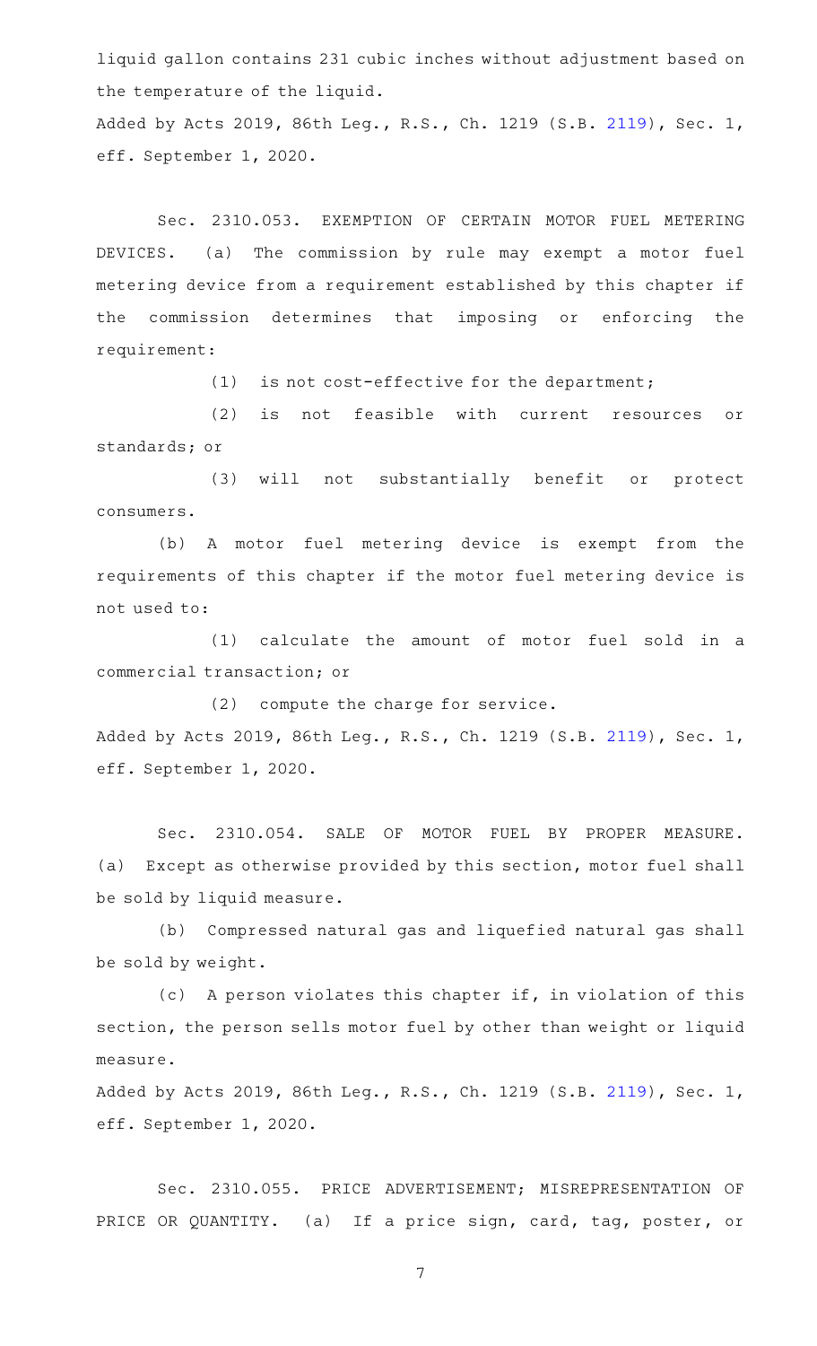liquid gallon contains 231 cubic inches without adjustment based on the temperature of the liquid.

Added by Acts 2019, 86th Leg., R.S., Ch. 1219 (S.B. 2119), Sec. 1, eff. September 1, 2020.

Sec. 2310.053. EXEMPTION OF CERTAIN MOTOR FUEL METERING DEVICES. (a) The commission by rule may exempt a motor fuel metering device from a requirement established by this chapter if the commission determines that imposing or enforcing the requirement:

(1) is not cost-effective for the department;

(2) is not feasible with current resources or standards; or

(3) will not substantially benefit or protect consumers.

(b) A motor fuel metering device is exempt from the requirements of this chapter if the motor fuel metering device is not used to:

(1) calculate the amount of motor fuel sold in a commercial transaction; or

(2) compute the charge for service.

Added by Acts 2019, 86th Leg., R.S., Ch. 1219 (S.B. 2119), Sec. 1, eff. September 1, 2020.

Sec. 2310.054. SALE OF MOTOR FUEL BY PROPER MEASURE. (a) Except as otherwise provided by this section, motor fuel shall be sold by liquid measure.

(b) Compressed natural gas and liquefied natural gas shall be sold by weight.

(c) A person violates this chapter if, in violation of this section, the person sells motor fuel by other than weight or liquid measure.

Added by Acts 2019, 86th Leg., R.S., Ch. 1219 (S.B. 2119), Sec. 1, eff. September 1, 2020.

Sec. 2310.055. PRICE ADVERTISEMENT; MISREPRESENTATION OF PRICE OR QUANTITY. (a) If a price sign, card, tag, poster, or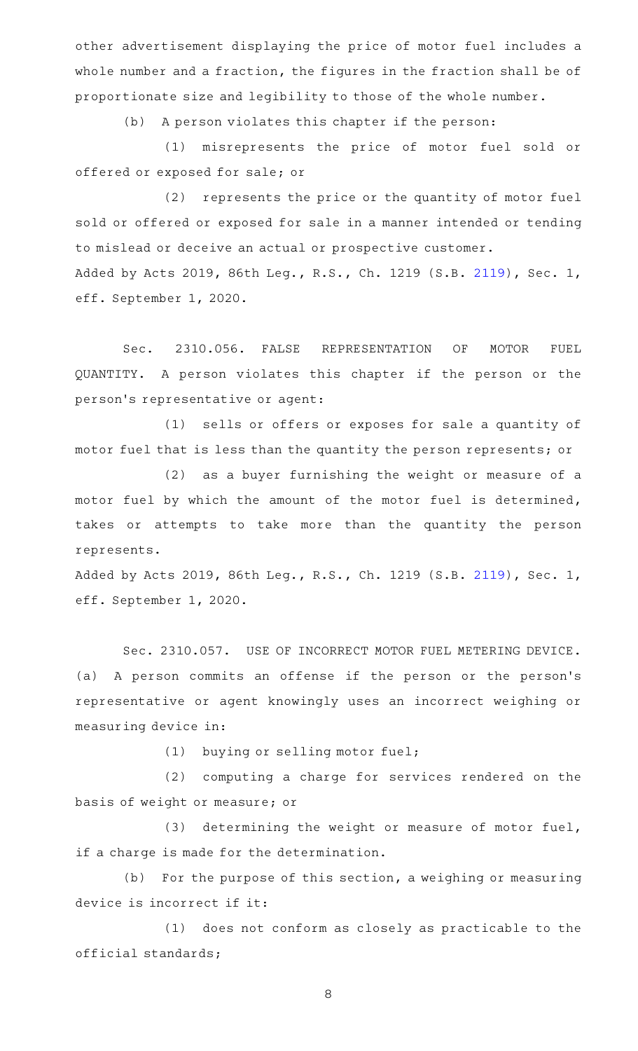other advertisement displaying the price of motor fuel includes a whole number and a fraction, the figures in the fraction shall be of proportionate size and legibility to those of the whole number.

(b) A person violates this chapter if the person:

(1) misrepresents the price of motor fuel sold or offered or exposed for sale; or

(2) represents the price or the quantity of motor fuel sold or offered or exposed for sale in a manner intended or tending to mislead or deceive an actual or prospective customer.

Added by Acts 2019, 86th Leg., R.S., Ch. 1219 (S.B. 2119), Sec. 1, eff. September 1, 2020.

Sec. 2310.056. FALSE REPRESENTATION OF MOTOR FUEL QUANTITY. A person violates this chapter if the person or the person's representative or agent:

(1) sells or offers or exposes for sale a quantity of motor fuel that is less than the quantity the person represents; or

(2) as a buyer furnishing the weight or measure of a motor fuel by which the amount of the motor fuel is determined, takes or attempts to take more than the quantity the person represents.

Added by Acts 2019, 86th Leg., R.S., Ch. 1219 (S.B. 2119), Sec. 1, eff. September 1, 2020.

Sec. 2310.057. USE OF INCORRECT MOTOR FUEL METERING DEVICE. (a) A person commits an offense if the person or the person's representative or agent knowingly uses an incorrect weighing or measuring device in:

(1) buying or selling motor fuel;

(2) computing a charge for services rendered on the basis of weight or measure; or

(3) determining the weight or measure of motor fuel, if a charge is made for the determination.

(b) For the purpose of this section, a weighing or measuring device is incorrect if it:

(1) does not conform as closely as practicable to the official standards;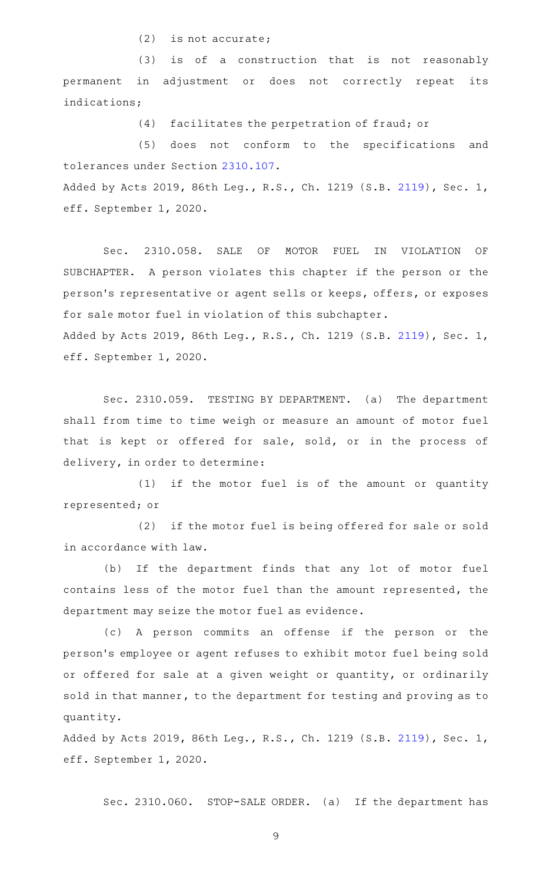(2) is not accurate;

(3) is of a construction that is not reasonably permanent in adjustment or does not correctly repeat its indications;

(4) facilitates the perpetration of fraud; or

(5) does not conform to the specifications and tolerances under Section 2310.107.

Added by Acts 2019, 86th Leg., R.S., Ch. 1219 (S.B. 2119), Sec. 1, eff. September 1, 2020.

Sec. 2310.058. SALE OF MOTOR FUEL IN VIOLATION OF SUBCHAPTER. A person violates this chapter if the person or the person's representative or agent sells or keeps, offers, or exposes for sale motor fuel in violation of this subchapter.

Added by Acts 2019, 86th Leg., R.S., Ch. 1219 (S.B. 2119), Sec. 1, eff. September 1, 2020.

Sec. 2310.059. TESTING BY DEPARTMENT. (a) The department shall from time to time weigh or measure an amount of motor fuel that is kept or offered for sale, sold, or in the process of delivery, in order to determine:

(1) if the motor fuel is of the amount or quantity represented; or

(2) if the motor fuel is being offered for sale or sold in accordance with law.

(b) If the department finds that any lot of motor fuel contains less of the motor fuel than the amount represented, the department may seize the motor fuel as evidence.

(c) A person commits an offense if the person or the person's employee or agent refuses to exhibit motor fuel being sold or offered for sale at a given weight or quantity, or ordinarily sold in that manner, to the department for testing and proving as to quantity.

Added by Acts 2019, 86th Leg., R.S., Ch. 1219 (S.B. 2119), Sec. 1, eff. September 1, 2020.

Sec. 2310.060. STOP-SALE ORDER. (a) If the department has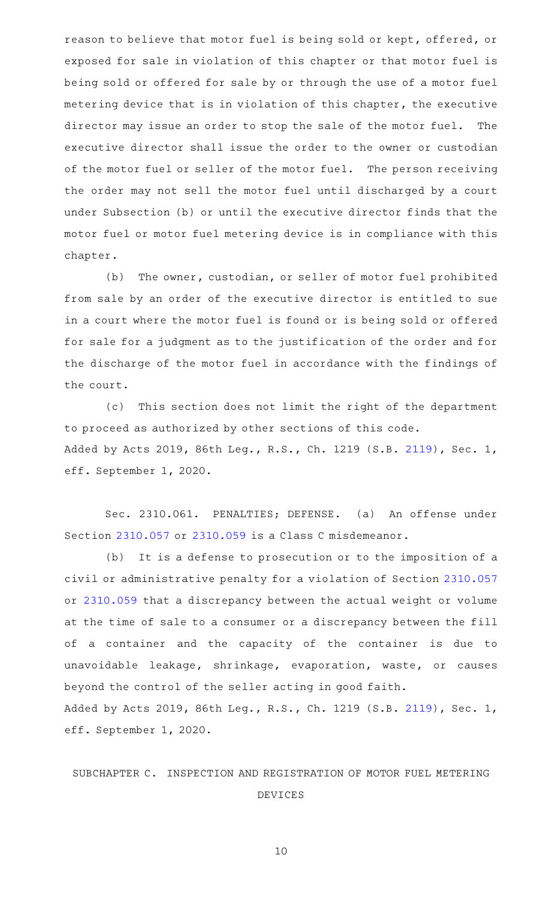reason to believe that motor fuel is being sold or kept, offered, or exposed for sale in violation of this chapter or that motor fuel is being sold or offered for sale by or through the use of a motor fuel metering device that is in violation of this chapter, the executive director may issue an order to stop the sale of the motor fuel. The executive director shall issue the order to the owner or custodian of the motor fuel or seller of the motor fuel. The person receiving the order may not sell the motor fuel until discharged by a court under Subsection (b) or until the executive director finds that the motor fuel or motor fuel metering device is in compliance with this chapter.

(b) The owner, custodian, or seller of motor fuel prohibited from sale by an order of the executive director is entitled to sue in a court where the motor fuel is found or is being sold or offered for sale for a judgment as to the justification of the order and for the discharge of the motor fuel in accordance with the findings of the court.

(c) This section does not limit the right of the department to proceed as authorized by other sections of this code.

Added by Acts 2019, 86th Leg., R.S., Ch. 1219 (S.B. 2119), Sec. 1, eff. September 1, 2020.

Sec. 2310.061. PENALTIES; DEFENSE. (a) An offense under Section 2310.057 or 2310.059 is a Class C misdemeanor.

(b) It is a defense to prosecution or to the imposition of a civil or administrative penalty for a violation of Section 2310.057 or 2310.059 that a discrepancy between the actual weight or volume at the time of sale to a consumer or a discrepancy between the fill of a container and the capacity of the container is due to unavoidable leakage, shrinkage, evaporation, waste, or causes beyond the control of the seller acting in good faith.

Added by Acts 2019, 86th Leg., R.S., Ch. 1219 (S.B. 2119), Sec. 1, eff. September 1, 2020.

## SUBCHAPTER C. INSPECTION AND REGISTRATION OF MOTOR FUEL METERING DEVICES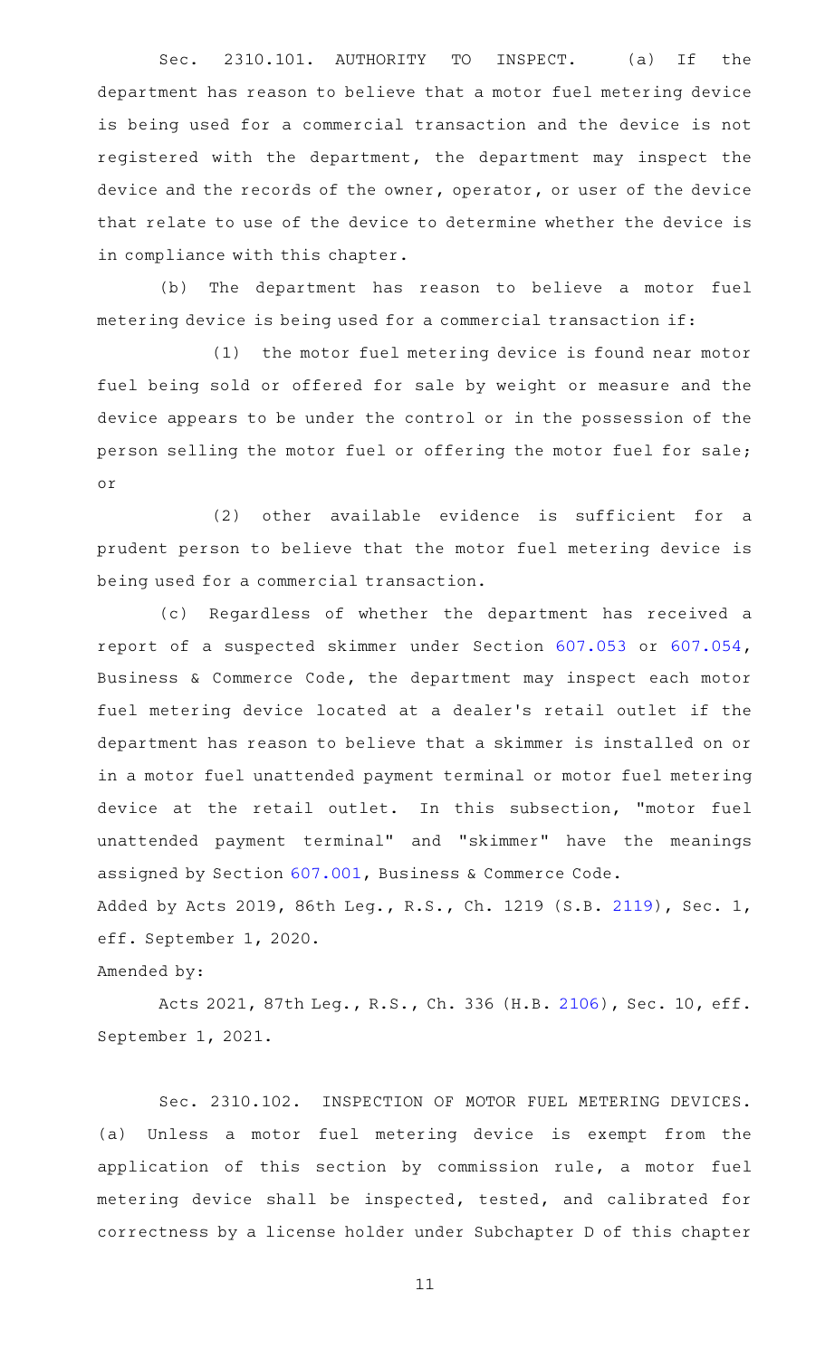Sec. 2310.101. AUTHORITY TO INSPECT. (a) If the department has reason to believe that a motor fuel metering device is being used for a commercial transaction and the device is not registered with the department, the department may inspect the device and the records of the owner, operator, or user of the device that relate to use of the device to determine whether the device is in compliance with this chapter.

(b) The department has reason to believe a motor fuel metering device is being used for a commercial transaction if:

(1) the motor fuel metering device is found near motor fuel being sold or offered for sale by weight or measure and the device appears to be under the control or in the possession of the person selling the motor fuel or offering the motor fuel for sale; or

(2) other available evidence is sufficient for a prudent person to believe that the motor fuel metering device is being used for a commercial transaction.

(c) Regardless of whether the department has received a report of a suspected skimmer under Section 607.053 or 607.054, Business & Commerce Code, the department may inspect each motor fuel metering device located at a dealer's retail outlet if the department has reason to believe that a skimmer is installed on or in a motor fuel unattended payment terminal or motor fuel metering device at the retail outlet. In this subsection, "motor fuel unattended payment terminal" and "skimmer" have the meanings assigned by Section 607.001, Business & Commerce Code.

Added by Acts 2019, 86th Leg., R.S., Ch. 1219 (S.B. 2119), Sec. 1, eff. September 1, 2020.

Amended by:

Acts 2021, 87th Leg., R.S., Ch. 336 (H.B. 2106), Sec. 10, eff. September 1, 2021.

Sec. 2310.102. INSPECTION OF MOTOR FUEL METERING DEVICES. (a) Unless a motor fuel metering device is exempt from the application of this section by commission rule, a motor fuel metering device shall be inspected, tested, and calibrated for correctness by a license holder under Subchapter D of this chapter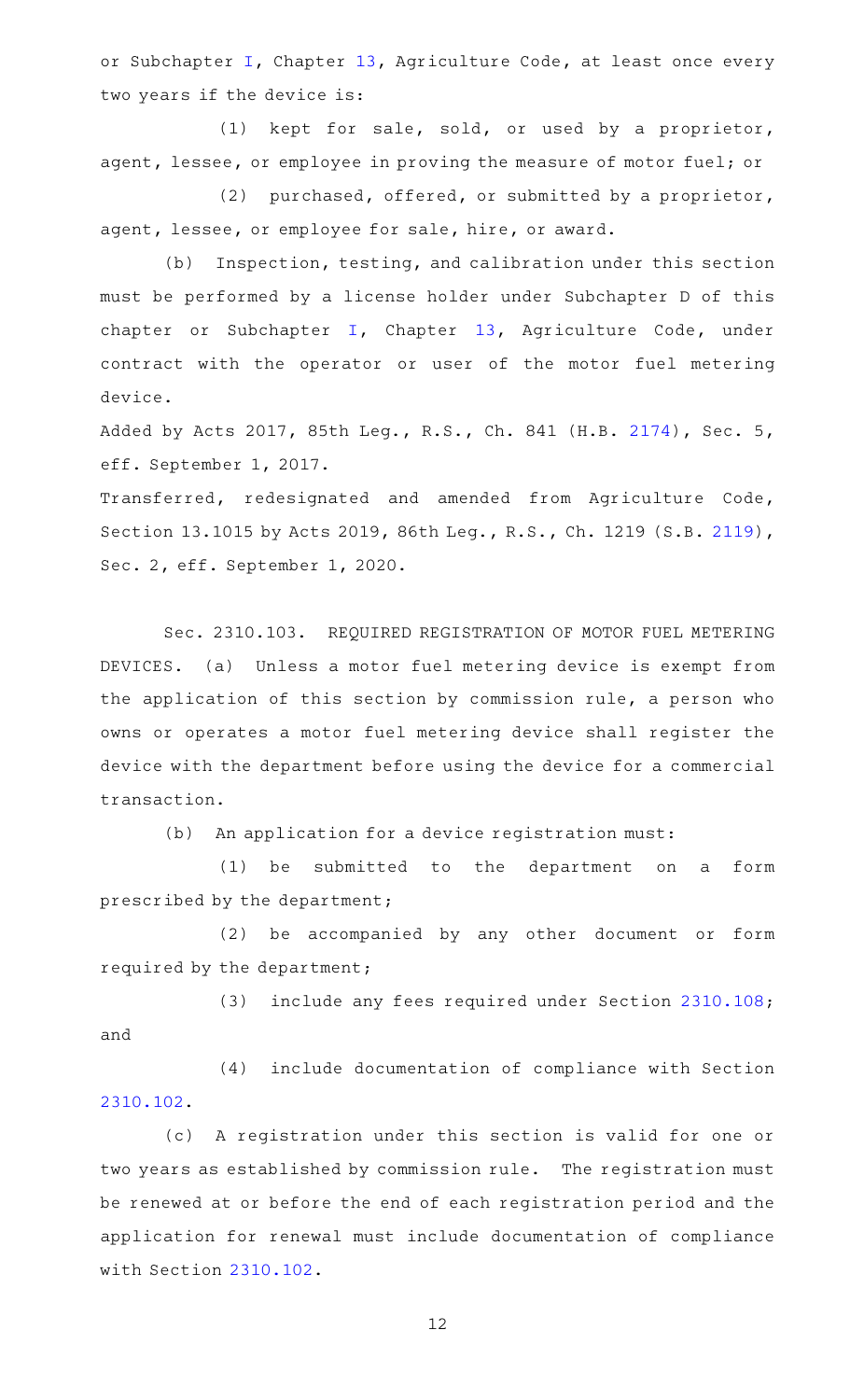or Subchapter I, Chapter 13, Agriculture Code, at least once every two years if the device is:

(1) kept for sale, sold, or used by a proprietor, agent, lessee, or employee in proving the measure of motor fuel; or

(2) purchased, offered, or submitted by a proprietor, agent, lessee, or employee for sale, hire, or award.

(b) Inspection, testing, and calibration under this section must be performed by a license holder under Subchapter D of this chapter or Subchapter I, Chapter 13, Agriculture Code, under contract with the operator or user of the motor fuel metering device.

Added by Acts 2017, 85th Leg., R.S., Ch. 841 (H.B. 2174), Sec. 5, eff. September 1, 2017.

Transferred, redesignated and amended from Agriculture Code, Section 13.1015 by Acts 2019, 86th Leg., R.S., Ch. 1219 (S.B. 2119), Sec. 2, eff. September 1, 2020.

Sec. 2310.103. REQUIRED REGISTRATION OF MOTOR FUEL METERING DEVICES. (a) Unless a motor fuel metering device is exempt from the application of this section by commission rule, a person who owns or operates a motor fuel metering device shall register the device with the department before using the device for a commercial transaction.

(b) An application for a device registration must:

(1) be submitted to the department on a form prescribed by the department;

(2) be accompanied by any other document or form required by the department;

(3) include any fees required under Section 2310.108; and

(4) include documentation of compliance with Section 2310.102.

(c) A registration under this section is valid for one or two years as established by commission rule. The registration must be renewed at or before the end of each registration period and the application for renewal must include documentation of compliance with Section 2310.102.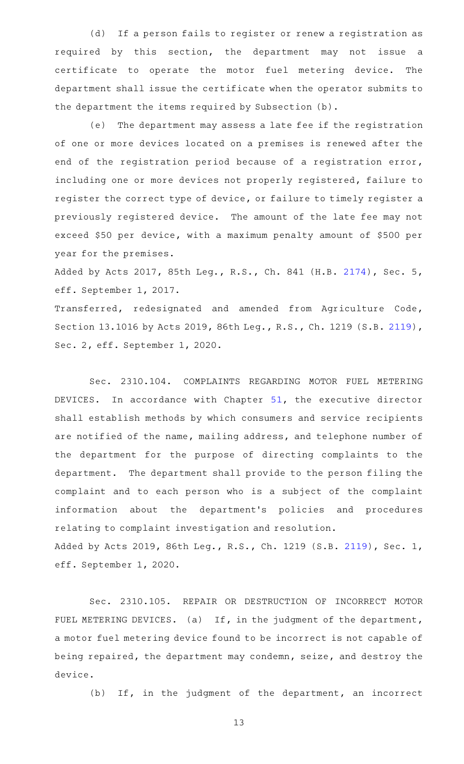(d) If a person fails to register or renew a registration as required by this section, the department may not issue a certificate to operate the motor fuel metering device. The department shall issue the certificate when the operator submits to the department the items required by Subsection (b).

(e) The department may assess a late fee if the registration of one or more devices located on a premises is renewed after the end of the registration period because of a registration error, including one or more devices not properly registered, failure to register the correct type of device, or failure to timely register a previously registered device. The amount of the late fee may not exceed $50 per device, with a maximum penalty amount of $500 per year for the premises.

Added by Acts 2017, 85th Leg., R.S., Ch. 841 (H.B. 2174), Sec. 5, eff. September 1, 2017.

Transferred, redesignated and amended from Agriculture Code, Section 13.1016 by Acts 2019, 86th Leg., R.S., Ch. 1219 (S.B. 2119), Sec. 2, eff. September 1, 2020.

Sec. 2310.104. COMPLAINTS REGARDING MOTOR FUEL METERING DEVICES. In accordance with Chapter 51, the executive director shall establish methods by which consumers and service recipients are notified of the name, mailing address, and telephone number of the department for the purpose of directing complaints to the department. The department shall provide to the person filing the complaint and to each person who is a subject of the complaint information about the department's policies and procedures relating to complaint investigation and resolution.

Added by Acts 2019, 86th Leg., R.S., Ch. 1219 (S.B. 2119), Sec. 1, eff. September 1, 2020.

Sec. 2310.105. REPAIR OR DESTRUCTION OF INCORRECT MOTOR FUEL METERING DEVICES. (a) If, in the judgment of the department, a motor fuel metering device found to be incorrect is not capable of being repaired, the department may condemn, seize, and destroy the device.

(b) If, in the judgment of the department, an incorrect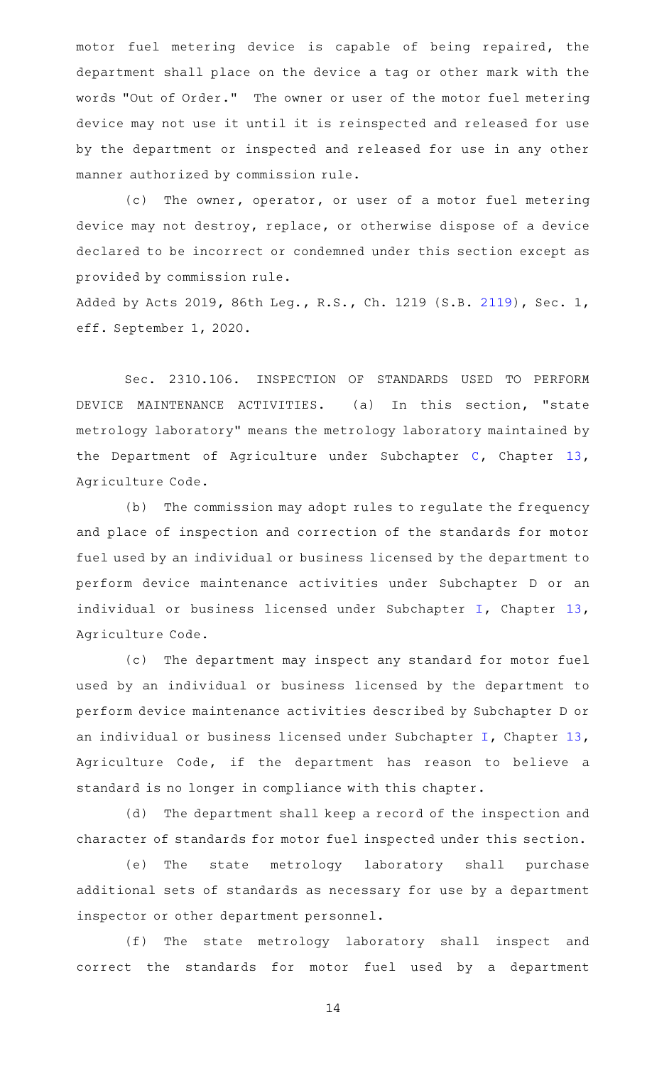motor fuel metering device is capable of being repaired, the department shall place on the device a tag or other mark with the words "Out of Order." The owner or user of the motor fuel metering device may not use it until it is reinspected and released for use by the department or inspected and released for use in any other manner authorized by commission rule.

(c) The owner, operator, or user of a motor fuel metering device may not destroy, replace, or otherwise dispose of a device declared to be incorrect or condemned under this section except as provided by commission rule.

Added by Acts 2019, 86th Leg., R.S., Ch. 1219 (S.B. 2119), Sec. 1, eff. September 1, 2020.

Sec. 2310.106. INSPECTION OF STANDARDS USED TO PERFORM DEVICE MAINTENANCE ACTIVITIES. (a) In this section, "state metrology laboratory" means the metrology laboratory maintained by the Department of Agriculture under Subchapter C, Chapter 13, Agriculture Code.

(b) The commission may adopt rules to regulate the frequency and place of inspection and correction of the standards for motor fuel used by an individual or business licensed by the department to perform device maintenance activities under Subchapter D or an individual or business licensed under Subchapter I, Chapter 13, Agriculture Code.

(c) The department may inspect any standard for motor fuel used by an individual or business licensed by the department to perform device maintenance activities described by Subchapter D or an individual or business licensed under Subchapter I, Chapter 13, Agriculture Code, if the department has reason to believe a standard is no longer in compliance with this chapter.

(d) The department shall keep a record of the inspection and character of standards for motor fuel inspected under this section.

(e) The state metrology laboratory shall purchase additional sets of standards as necessary for use by a department inspector or other department personnel.

(f) The state metrology laboratory shall inspect and correct the standards for motor fuel used by a department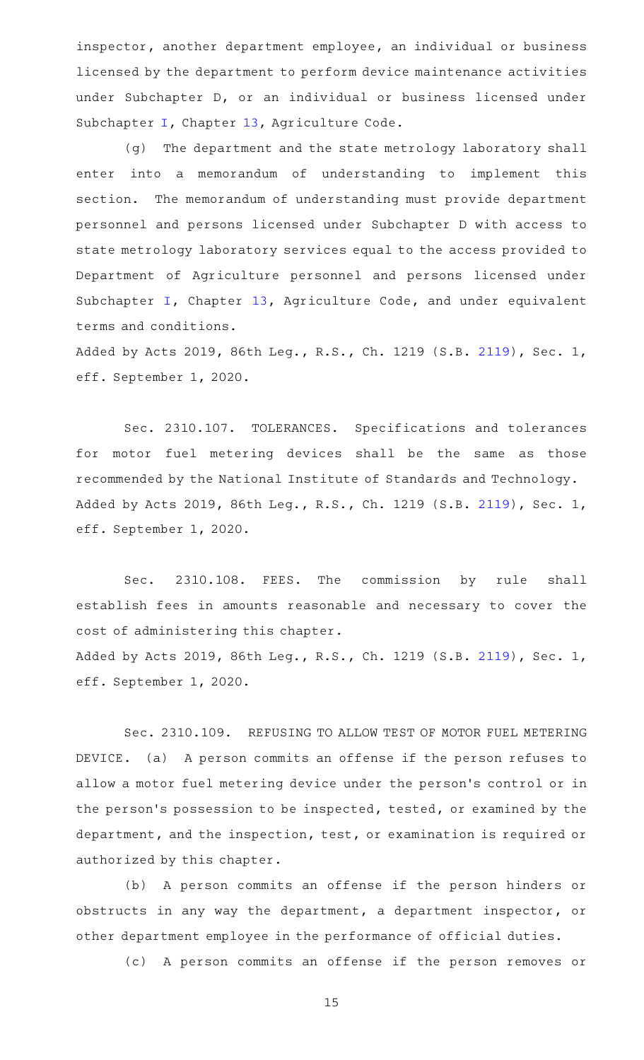inspector, another department employee, an individual or business licensed by the department to perform device maintenance activities under Subchapter D, or an individual or business licensed under Subchapter I, Chapter 13, Agriculture Code.

(g) The department and the state metrology laboratory shall enter into a memorandum of understanding to implement this section. The memorandum of understanding must provide department personnel and persons licensed under Subchapter D with access to state metrology laboratory services equal to the access provided to Department of Agriculture personnel and persons licensed under Subchapter I, Chapter 13, Agriculture Code, and under equivalent terms and conditions.

Added by Acts 2019, 86th Leg., R.S., Ch. 1219 (S.B. 2119), Sec. 1, eff. September 1, 2020.

Sec. 2310.107. TOLERANCES. Specifications and tolerances for motor fuel metering devices shall be the same as those recommended by the National Institute of Standards and Technology.

Added by Acts 2019, 86th Leg., R.S., Ch. 1219 (S.B. 2119), Sec. 1, eff. September 1, 2020.

Sec. 2310.108. FEES. The commission by rule shall establish fees in amounts reasonable and necessary to cover the cost of administering this chapter.

Added by Acts 2019, 86th Leg., R.S., Ch. 1219 (S.B. 2119), Sec. 1, eff. September 1, 2020.

Sec. 2310.109. REFUSING TO ALLOW TEST OF MOTOR FUEL METERING DEVICE. (a) A person commits an offense if the person refuses to allow a motor fuel metering device under the person's control or in the person's possession to be inspected, tested, or examined by the department, and the inspection, test, or examination is required or authorized by this chapter.

(b) A person commits an offense if the person hinders or obstructs in any way the department, a department inspector, or other department employee in the performance of official duties.

(c) A person commits an offense if the person removes or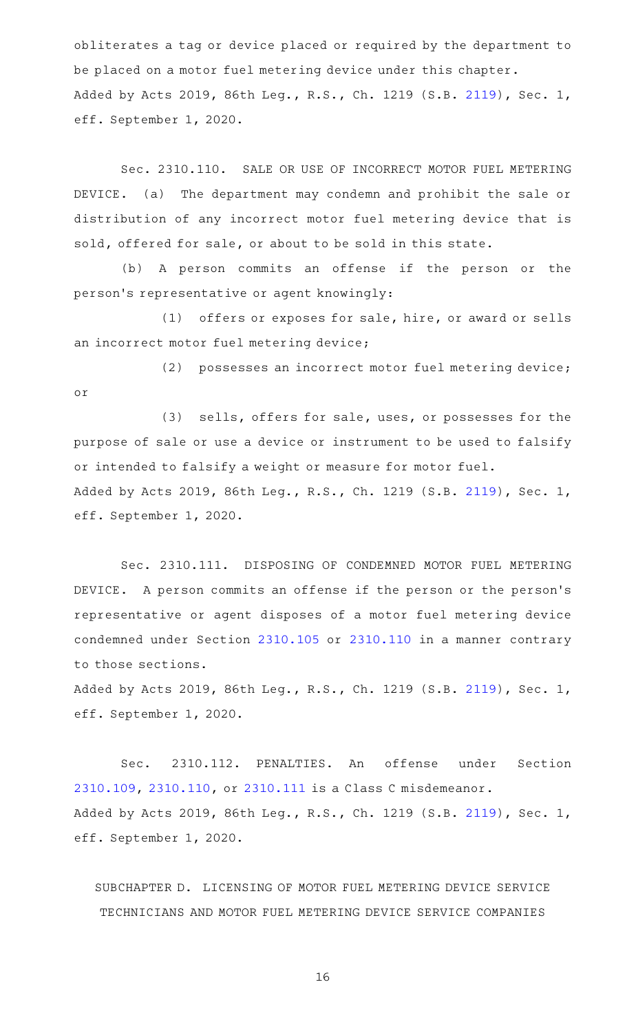obliterates a tag or device placed or required by the department to be placed on a motor fuel metering device under this chapter.

Added by Acts 2019, 86th Leg., R.S., Ch. 1219 (S.B. 2119), Sec. 1, eff. September 1, 2020.

Sec. 2310.110. SALE OR USE OF INCORRECT MOTOR FUEL METERING DEVICE. (a) The department may condemn and prohibit the sale or distribution of any incorrect motor fuel metering device that is sold, offered for sale, or about to be sold in this state.

(b) A person commits an offense if the person or the person's representative or agent knowingly:

(1) offers or exposes for sale, hire, or award or sells an incorrect motor fuel metering device;

(2) possesses an incorrect motor fuel metering device; or

(3) sells, offers for sale, uses, or possesses for the purpose of sale or use a device or instrument to be used to falsify or intended to falsify a weight or measure for motor fuel.

Added by Acts 2019, 86th Leg., R.S., Ch. 1219 (S.B. 2119), Sec. 1, eff. September 1, 2020.

Sec. 2310.111. DISPOSING OF CONDEMNED MOTOR FUEL METERING DEVICE. A person commits an offense if the person or the person's representative or agent disposes of a motor fuel metering device condemned under Section 2310.105 or 2310.110 in a manner contrary to those sections.

Added by Acts 2019, 86th Leg., R.S., Ch. 1219 (S.B. 2119), Sec. 1, eff. September 1, 2020.

Sec. 2310.112. PENALTIES. An offense under Section 2310.109, 2310.110, or 2310.111 is a Class C misdemeanor.

Added by Acts 2019, 86th Leg., R.S., Ch. 1219 (S.B. 2119), Sec. 1, eff. September 1, 2020.

## SUBCHAPTER D. LICENSING OF MOTOR FUEL METERING DEVICE SERVICE TECHNICIANS AND MOTOR FUEL METERING DEVICE SERVICE COMPANIES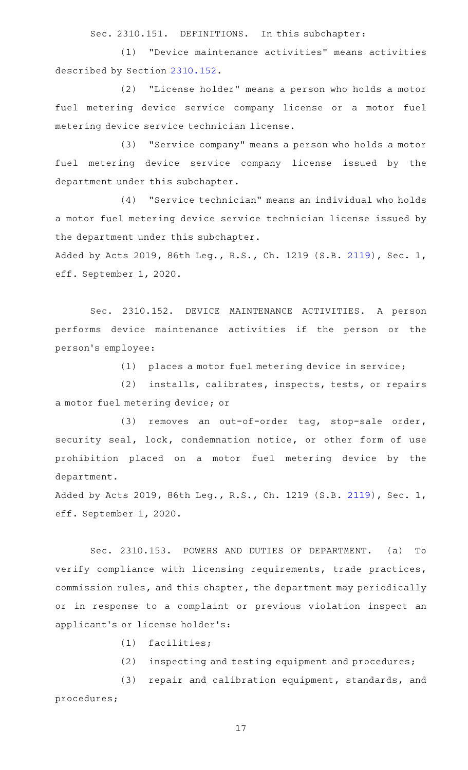Sec. 2310.151. DEFINITIONS. In this subchapter:

(1) "Device maintenance activities" means activities described by Section 2310.152.

(2) "License holder" means a person who holds a motor fuel metering device service company license or a motor fuel metering device service technician license.

(3) "Service company" means a person who holds a motor fuel metering device service company license issued by the department under this subchapter.

(4) "Service technician" means an individual who holds a motor fuel metering device service technician license issued by the department under this subchapter.

Added by Acts 2019, 86th Leg., R.S., Ch. 1219 (S.B. 2119), Sec. 1, eff. September 1, 2020.

Sec. 2310.152. DEVICE MAINTENANCE ACTIVITIES. A person performs device maintenance activities if the person or the person's employee:

(1) places a motor fuel metering device in service;

(2) installs, calibrates, inspects, tests, or repairs a motor fuel metering device; or

(3) removes an out-of-order tag, stop-sale order, security seal, lock, condemnation notice, or other form of use prohibition placed on a motor fuel metering device by the department.

Added by Acts 2019, 86th Leg., R.S., Ch. 1219 (S.B. 2119), Sec. 1, eff. September 1, 2020.

Sec. 2310.153. POWERS AND DUTIES OF DEPARTMENT. (a) To verify compliance with licensing requirements, trade practices, commission rules, and this chapter, the department may periodically or in response to a complaint or previous violation inspect an applicant's or license holder's:

(1) facilities;

(2) inspecting and testing equipment and procedures;

(3) repair and calibration equipment, standards, and procedures;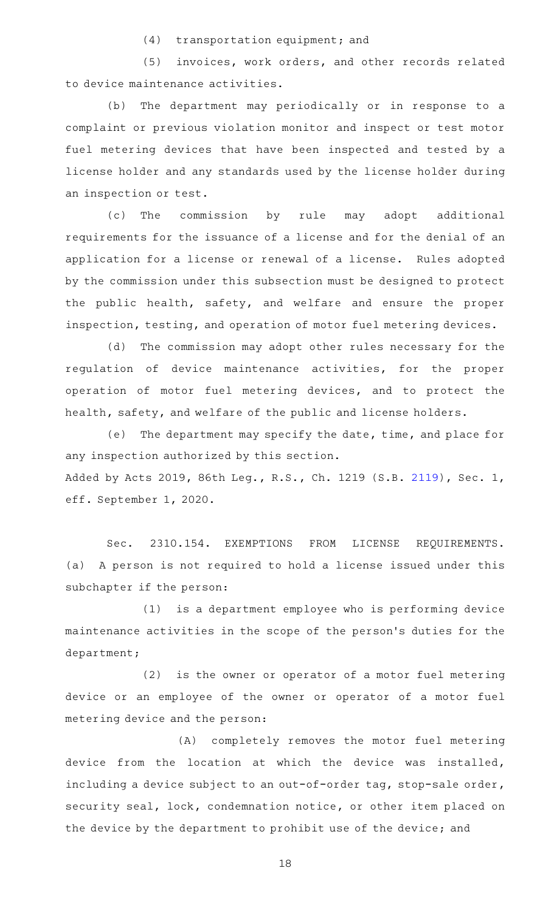(4) transportation equipment; and

(5) invoices, work orders, and other records related to device maintenance activities.

(b) The department may periodically or in response to a complaint or previous violation monitor and inspect or test motor fuel metering devices that have been inspected and tested by a license holder and any standards used by the license holder during an inspection or test.

(c) The commission by rule may adopt additional requirements for the issuance of a license and for the denial of an application for a license or renewal of a license. Rules adopted by the commission under this subsection must be designed to protect the public health, safety, and welfare and ensure the proper inspection, testing, and operation of motor fuel metering devices.

(d) The commission may adopt other rules necessary for the regulation of device maintenance activities, for the proper operation of motor fuel metering devices, and to protect the health, safety, and welfare of the public and license holders.

(e) The department may specify the date, time, and place for any inspection authorized by this section.

Added by Acts 2019, 86th Leg., R.S., Ch. 1219 (S.B. 2119), Sec. 1, eff. September 1, 2020.

Sec. 2310.154. EXEMPTIONS FROM LICENSE REQUIREMENTS. (a) A person is not required to hold a license issued under this subchapter if the person:

(1) is a department employee who is performing device maintenance activities in the scope of the person's duties for the department;

(2) is the owner or operator of a motor fuel metering device or an employee of the owner or operator of a motor fuel metering device and the person:

(A) completely removes the motor fuel metering device from the location at which the device was installed, including a device subject to an out-of-order tag, stop-sale order, security seal, lock, condemnation notice, or other item placed on the device by the department to prohibit use of the device; and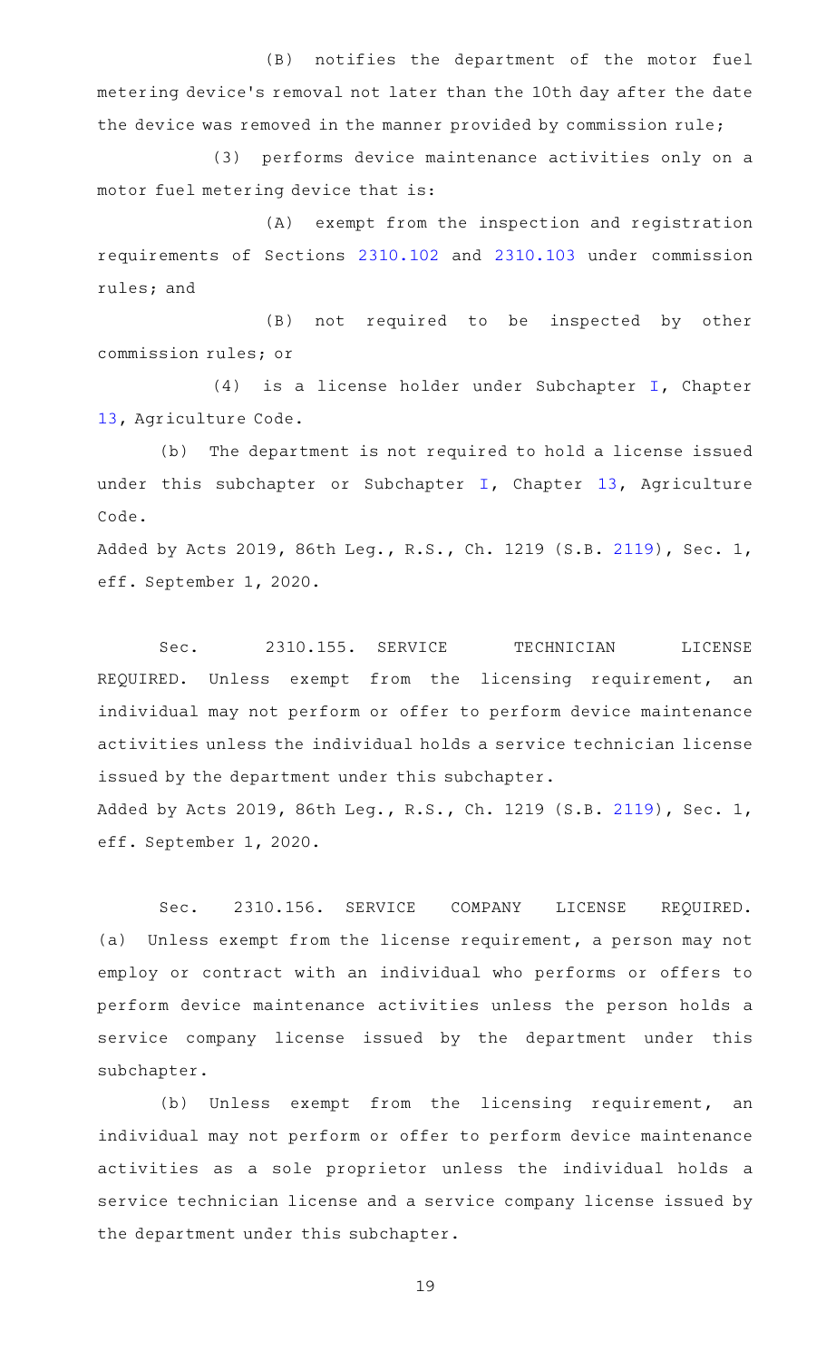(B) notifies the department of the motor fuel metering device's removal not later than the 10th day after the date the device was removed in the manner provided by commission rule;

(3) performs device maintenance activities only on a motor fuel metering device that is:

(A) exempt from the inspection and registration requirements of Sections 2310.102 and 2310.103 under commission rules; and

(B) not required to be inspected by other commission rules; or

(4) is a license holder under Subchapter I, Chapter 13, Agriculture Code.

(b) The department is not required to hold a license issued under this subchapter or Subchapter I, Chapter 13, Agriculture Code.

Added by Acts 2019, 86th Leg., R.S., Ch. 1219 (S.B. 2119), Sec. 1, eff. September 1, 2020.

Sec. 2310.155. SERVICE TECHNICIAN LICENSE REQUIRED. Unless exempt from the licensing requirement, an individual may not perform or offer to perform device maintenance activities unless the individual holds a service technician license issued by the department under this subchapter.

Added by Acts 2019, 86th Leg., R.S., Ch. 1219 (S.B. 2119), Sec. 1, eff. September 1, 2020.

Sec. 2310.156. SERVICE COMPANY LICENSE REQUIRED. (a) Unless exempt from the license requirement, a person may not employ or contract with an individual who performs or offers to perform device maintenance activities unless the person holds a service company license issued by the department under this subchapter.

(b) Unless exempt from the licensing requirement, an individual may not perform or offer to perform device maintenance activities as a sole proprietor unless the individual holds a service technician license and a service company license issued by the department under this subchapter.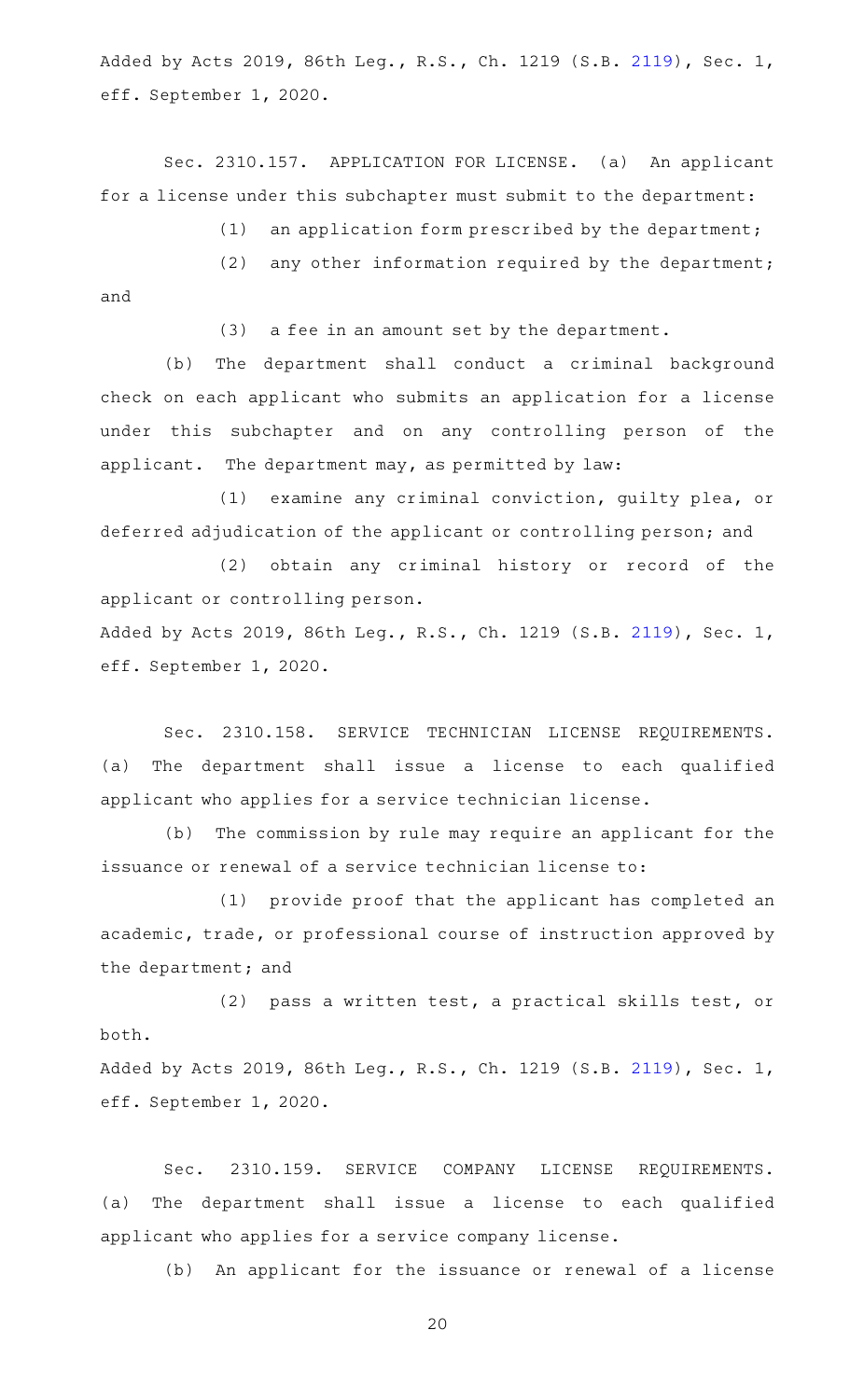Added by Acts 2019, 86th Leg., R.S., Ch. 1219 (S.B. 2119), Sec. 1, eff. September 1, 2020.

Sec. 2310.157. APPLICATION FOR LICENSE. (a) An applicant for a license under this subchapter must submit to the department:

(1) an application form prescribed by the department;

(2) any other information required by the department; and

(3) a fee in an amount set by the department.

(b) The department shall conduct a criminal background check on each applicant who submits an application for a license under this subchapter and on any controlling person of the applicant. The department may, as permitted by law:

(1) examine any criminal conviction, guilty plea, or deferred adjudication of the applicant or controlling person; and

(2) obtain any criminal history or record of the applicant or controlling person.

Added by Acts 2019, 86th Leg., R.S., Ch. 1219 (S.B. 2119), Sec. 1, eff. September 1, 2020.

Sec. 2310.158. SERVICE TECHNICIAN LICENSE REQUIREMENTS. (a) The department shall issue a license to each qualified applicant who applies for a service technician license.

(b) The commission by rule may require an applicant for the issuance or renewal of a service technician license to:

(1) provide proof that the applicant has completed an academic, trade, or professional course of instruction approved by the department; and

(2) pass a written test, a practical skills test, or both.

Added by Acts 2019, 86th Leg., R.S., Ch. 1219 (S.B. 2119), Sec. 1, eff. September 1, 2020.

Sec. 2310.159. SERVICE COMPANY LICENSE REQUIREMENTS. (a) The department shall issue a license to each qualified applicant who applies for a service company license.

(b) An applicant for the issuance or renewal of a license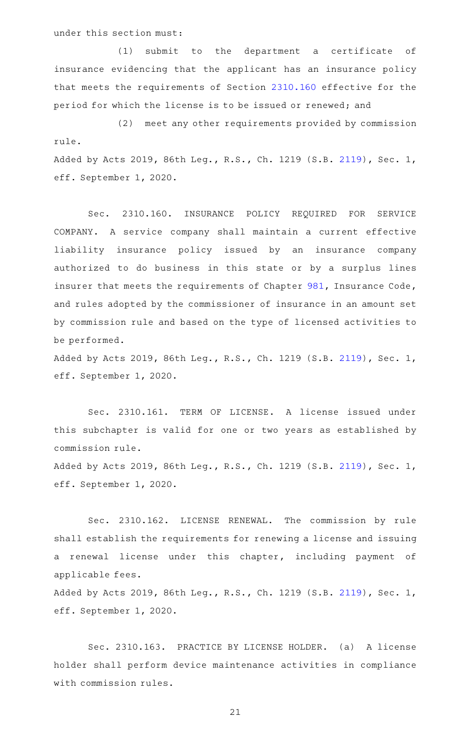under this section must:

(1) submit to the department a certificate of insurance evidencing that the applicant has an insurance policy that meets the requirements of Section 2310.160 effective for the period for which the license is to be issued or renewed; and

(2) meet any other requirements provided by commission rule.

Added by Acts 2019, 86th Leg., R.S., Ch. 1219 (S.B. 2119), Sec. 1, eff. September 1, 2020.

Sec. 2310.160. INSURANCE POLICY REQUIRED FOR SERVICE COMPANY. A service company shall maintain a current effective liability insurance policy issued by an insurance company authorized to do business in this state or by a surplus lines insurer that meets the requirements of Chapter 981, Insurance Code, and rules adopted by the commissioner of insurance in an amount set by commission rule and based on the type of licensed activities to be performed.

Added by Acts 2019, 86th Leg., R.S., Ch. 1219 (S.B. 2119), Sec. 1, eff. September 1, 2020.

Sec. 2310.161. TERM OF LICENSE. A license issued under this subchapter is valid for one or two years as established by commission rule.

Added by Acts 2019, 86th Leg., R.S., Ch. 1219 (S.B. 2119), Sec. 1, eff. September 1, 2020.

Sec. 2310.162. LICENSE RENEWAL. The commission by rule shall establish the requirements for renewing a license and issuing a renewal license under this chapter, including payment of applicable fees.

Added by Acts 2019, 86th Leg., R.S., Ch. 1219 (S.B. 2119), Sec. 1, eff. September 1, 2020.

Sec. 2310.163. PRACTICE BY LICENSE HOLDER. (a) A license holder shall perform device maintenance activities in compliance with commission rules.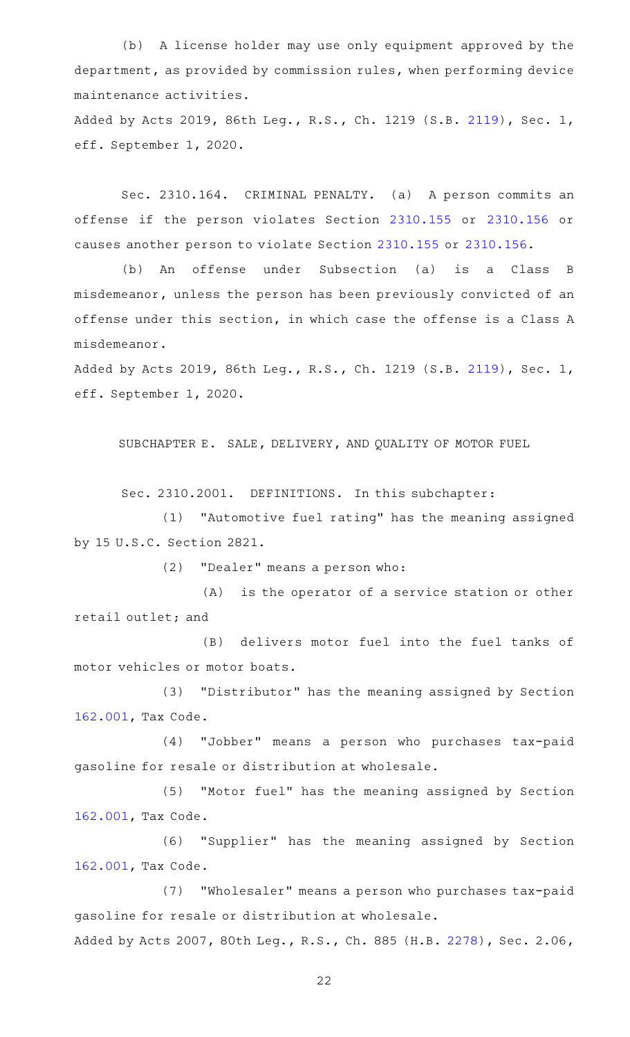(b) A license holder may use only equipment approved by the department, as provided by commission rules, when performing device maintenance activities.

Added by Acts 2019, 86th Leg., R.S., Ch. 1219 (S.B. 2119), Sec. 1, eff. September 1, 2020.

Sec. 2310.164. CRIMINAL PENALTY. (a) A person commits an offense if the person violates Section 2310.155 or 2310.156 or causes another person to violate Section 2310.155 or 2310.156.

(b) An offense under Subsection (a) is a Class B misdemeanor, unless the person has been previously convicted of an offense under this section, in which case the offense is a Class A misdemeanor.

Added by Acts 2019, 86th Leg., R.S., Ch. 1219 (S.B. 2119), Sec. 1, eff. September 1, 2020.

SUBCHAPTER E. SALE, DELIVERY, AND QUALITY OF MOTOR FUEL

Sec. 2310.2001. DEFINITIONS. In this subchapter:

(1) "Automotive fuel rating" has the meaning assigned by 15 U.S.C. Section 2821.

(2) "Dealer" means a person who:

(A) is the operator of a service station or other retail outlet; and

(B) delivers motor fuel into the fuel tanks of motor vehicles or motor boats.

(3) "Distributor" has the meaning assigned by Section 162.001, Tax Code.

(4) "Jobber" means a person who purchases tax-paid gasoline for resale or distribution at wholesale.

(5) "Motor fuel" has the meaning assigned by Section 162.001, Tax Code.

(6) "Supplier" has the meaning assigned by Section 162.001, Tax Code.

(7) "Wholesaler" means a person who purchases tax-paid gasoline for resale or distribution at wholesale.

Added by Acts 2007, 80th Leg., R.S., Ch. 885 (H.B. 2278), Sec. 2.06,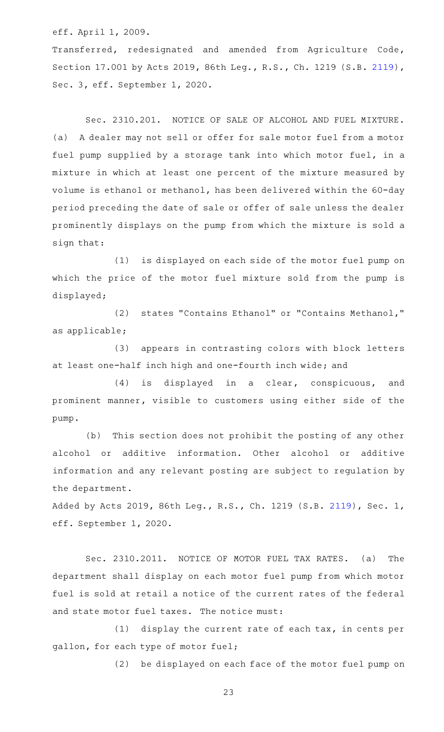eff. April 1, 2009.

Transferred, redesignated and amended from Agriculture Code, Section 17.001 by Acts 2019, 86th Leg., R.S., Ch. 1219 (S.B. 2119), Sec. 3, eff. September 1, 2020.

Sec. 2310.201. NOTICE OF SALE OF ALCOHOL AND FUEL MIXTURE. (a) A dealer may not sell or offer for sale motor fuel from a motor fuel pump supplied by a storage tank into which motor fuel, in a mixture in which at least one percent of the mixture measured by volume is ethanol or methanol, has been delivered within the 60-day period preceding the date of sale or offer of sale unless the dealer prominently displays on the pump from which the mixture is sold a sign that:

(1) is displayed on each side of the motor fuel pump on which the price of the motor fuel mixture sold from the pump is displayed;

(2) states "Contains Ethanol" or "Contains Methanol," as applicable;

(3) appears in contrasting colors with block letters at least one-half inch high and one-fourth inch wide; and

(4) is displayed in a clear, conspicuous, and prominent manner, visible to customers using either side of the pump.

(b) This section does not prohibit the posting of any other alcohol or additive information. Other alcohol or additive information and any relevant posting are subject to regulation by the department.

Added by Acts 2019, 86th Leg., R.S., Ch. 1219 (S.B. 2119), Sec. 1, eff. September 1, 2020.

Sec. 2310.2011. NOTICE OF MOTOR FUEL TAX RATES. (a) The department shall display on each motor fuel pump from which motor fuel is sold at retail a notice of the current rates of the federal and state motor fuel taxes. The notice must:

(1) display the current rate of each tax, in cents per gallon, for each type of motor fuel;

(2) be displayed on each face of the motor fuel pump on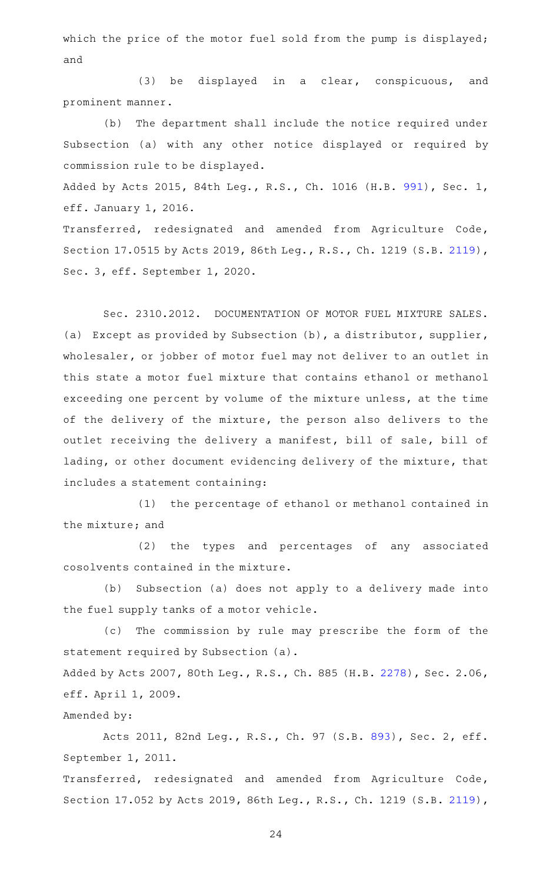which the price of the motor fuel sold from the pump is displayed; and

(3) be displayed in a clear, conspicuous, and prominent manner.

(b) The department shall include the notice required under Subsection (a) with any other notice displayed or required by commission rule to be displayed.

Added by Acts 2015, 84th Leg., R.S., Ch. 1016 (H.B. 991), Sec. 1, eff. January 1, 2016.

Transferred, redesignated and amended from Agriculture Code, Section 17.0515 by Acts 2019, 86th Leg., R.S., Ch. 1219 (S.B. 2119), Sec. 3, eff. September 1, 2020.

Sec. 2310.2012. DOCUMENTATION OF MOTOR FUEL MIXTURE SALES. (a) Except as provided by Subsection (b), a distributor, supplier, wholesaler, or jobber of motor fuel may not deliver to an outlet in this state a motor fuel mixture that contains ethanol or methanol exceeding one percent by volume of the mixture unless, at the time of the delivery of the mixture, the person also delivers to the outlet receiving the delivery a manifest, bill of sale, bill of lading, or other document evidencing delivery of the mixture, that includes a statement containing:

(1) the percentage of ethanol or methanol contained in the mixture; and

(2) the types and percentages of any associated cosolvents contained in the mixture.

(b) Subsection (a) does not apply to a delivery made into the fuel supply tanks of a motor vehicle.

(c) The commission by rule may prescribe the form of the statement required by Subsection (a).

Added by Acts 2007, 80th Leg., R.S., Ch. 885 (H.B. 2278), Sec. 2.06, eff. April 1, 2009.

Amended by:

Acts 2011, 82nd Leg., R.S., Ch. 97 (S.B. 893), Sec. 2, eff. September 1, 2011.

Transferred, redesignated and amended from Agriculture Code, Section 17.052 by Acts 2019, 86th Leg., R.S., Ch. 1219 (S.B. 2119),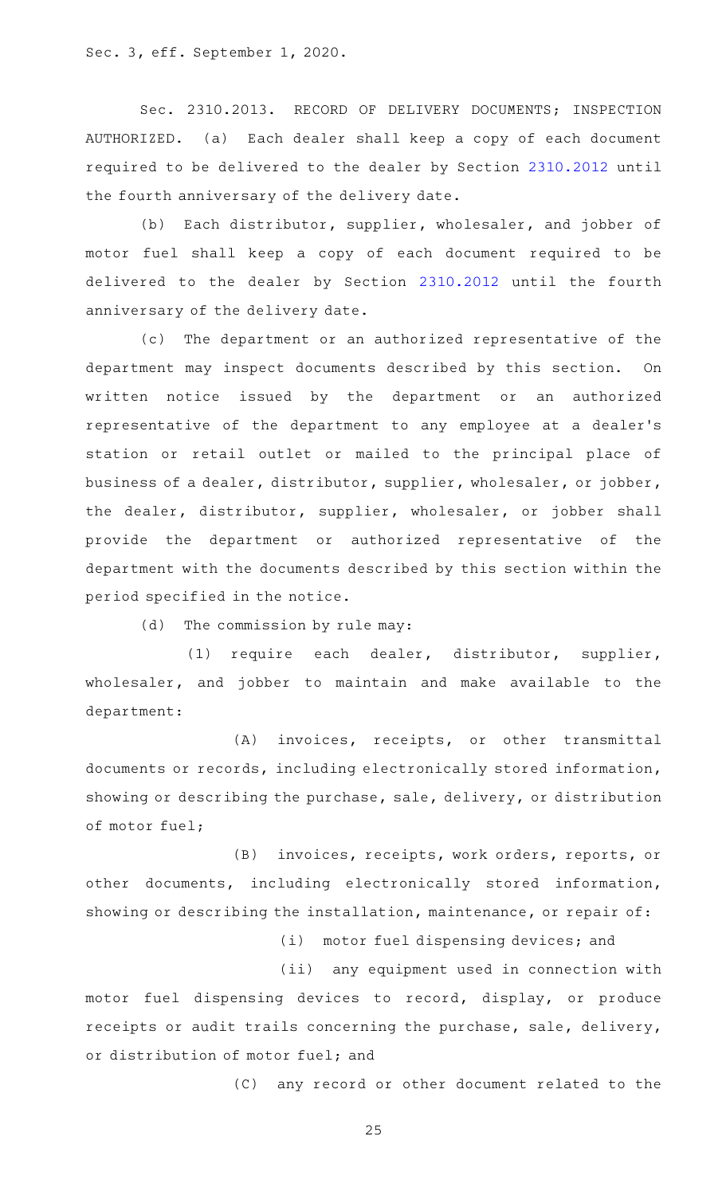Sec. 3, eff. September 1, 2020.

Sec. 2310.2013. RECORD OF DELIVERY DOCUMENTS; INSPECTION AUTHORIZED. (a) Each dealer shall keep a copy of each document required to be delivered to the dealer by Section 2310.2012 until the fourth anniversary of the delivery date.

(b) Each distributor, supplier, wholesaler, and jobber of motor fuel shall keep a copy of each document required to be delivered to the dealer by Section 2310.2012 until the fourth anniversary of the delivery date.

(c) The department or an authorized representative of the department may inspect documents described by this section. On written notice issued by the department or an authorized representative of the department to any employee at a dealer's station or retail outlet or mailed to the principal place of business of a dealer, distributor, supplier, wholesaler, or jobber, the dealer, distributor, supplier, wholesaler, or jobber shall provide the department or authorized representative of the department with the documents described by this section within the period specified in the notice.

(d) The commission by rule may:

(1) require each dealer, distributor, supplier, wholesaler, and jobber to maintain and make available to the department:

(A) invoices, receipts, or other transmittal documents or records, including electronically stored information, showing or describing the purchase, sale, delivery, or distribution of motor fuel;

(B) invoices, receipts, work orders, reports, or other documents, including electronically stored information, showing or describing the installation, maintenance, or repair of:

(i) motor fuel dispensing devices; and

(ii) any equipment used in connection with motor fuel dispensing devices to record, display, or produce receipts or audit trails concerning the purchase, sale, delivery, or distribution of motor fuel; and

(C) any record or other document related to the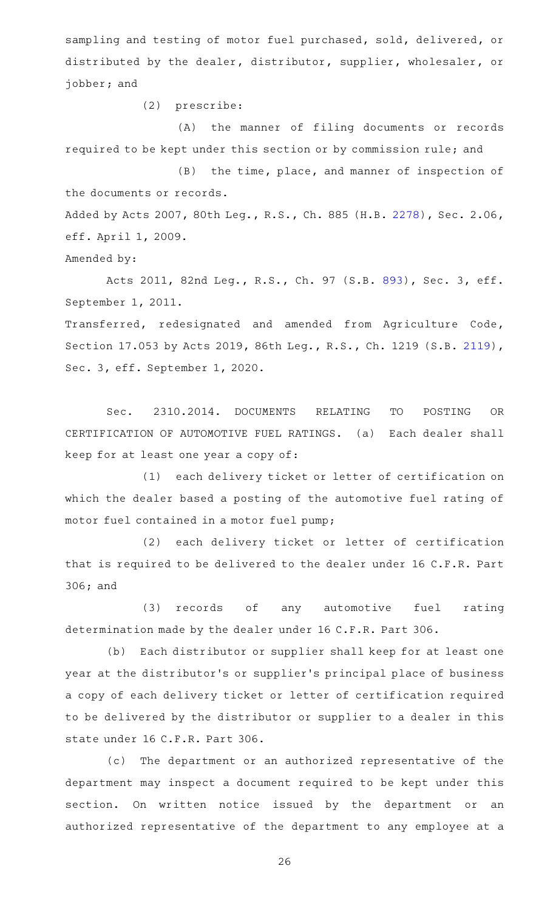sampling and testing of motor fuel purchased, sold, delivered, or distributed by the dealer, distributor, supplier, wholesaler, or jobber; and

(2) prescribe:

(A) the manner of filing documents or records required to be kept under this section or by commission rule; and

(B) the time, place, and manner of inspection of the documents or records.

Added by Acts 2007, 80th Leg., R.S., Ch. 885 (H.B. 2278), Sec. 2.06, eff. April 1, 2009.

Amended by:

Acts 2011, 82nd Leg., R.S., Ch. 97 (S.B. 893), Sec. 3, eff. September 1, 2011.

Transferred, redesignated and amended from Agriculture Code, Section 17.053 by Acts 2019, 86th Leg., R.S., Ch. 1219 (S.B. 2119), Sec. 3, eff. September 1, 2020.

Sec. 2310.2014. DOCUMENTS RELATING TO POSTING OR CERTIFICATION OF AUTOMOTIVE FUEL RATINGS. (a) Each dealer shall keep for at least one year a copy of:

(1) each delivery ticket or letter of certification on which the dealer based a posting of the automotive fuel rating of motor fuel contained in a motor fuel pump;

(2) each delivery ticket or letter of certification that is required to be delivered to the dealer under 16 C.F.R. Part 306; and

(3) records of any automotive fuel rating determination made by the dealer under 16 C.F.R. Part 306.

(b) Each distributor or supplier shall keep for at least one year at the distributor's or supplier's principal place of business a copy of each delivery ticket or letter of certification required to be delivered by the distributor or supplier to a dealer in this state under 16 C.F.R. Part 306.

(c) The department or an authorized representative of the department may inspect a document required to be kept under this section. On written notice issued by the department or an authorized representative of the department to any employee at a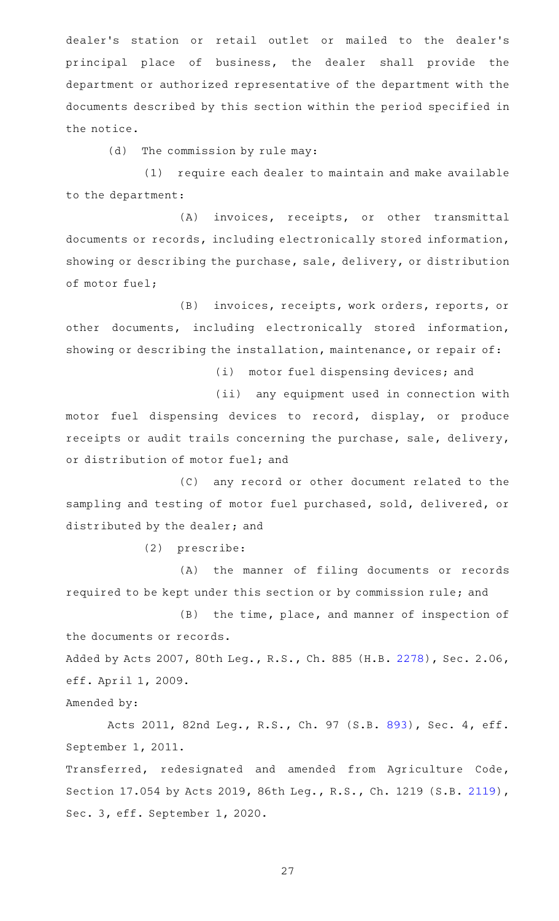dealer's station or retail outlet or mailed to the dealer's principal place of business, the dealer shall provide the department or authorized representative of the department with the documents described by this section within the period specified in the notice.

(d) The commission by rule may:

(1) require each dealer to maintain and make available to the department:

(A) invoices, receipts, or other transmittal documents or records, including electronically stored information, showing or describing the purchase, sale, delivery, or distribution of motor fuel;

(B) invoices, receipts, work orders, reports, or other documents, including electronically stored information, showing or describing the installation, maintenance, or repair of:

(i) motor fuel dispensing devices; and

(ii) any equipment used in connection with motor fuel dispensing devices to record, display, or produce receipts or audit trails concerning the purchase, sale, delivery, or distribution of motor fuel; and

(C) any record or other document related to the sampling and testing of motor fuel purchased, sold, delivered, or distributed by the dealer; and

(2) prescribe:

(A) the manner of filing documents or records required to be kept under this section or by commission rule; and

(B) the time, place, and manner of inspection of the documents or records.

Added by Acts 2007, 80th Leg., R.S., Ch. 885 (H.B. 2278), Sec. 2.06, eff. April 1, 2009.

Amended by:

Acts 2011, 82nd Leg., R.S., Ch. 97 (S.B. 893), Sec. 4, eff. September 1, 2011.

Transferred, redesignated and amended from Agriculture Code, Section 17.054 by Acts 2019, 86th Leg., R.S., Ch. 1219 (S.B. 2119), Sec. 3, eff. September 1, 2020.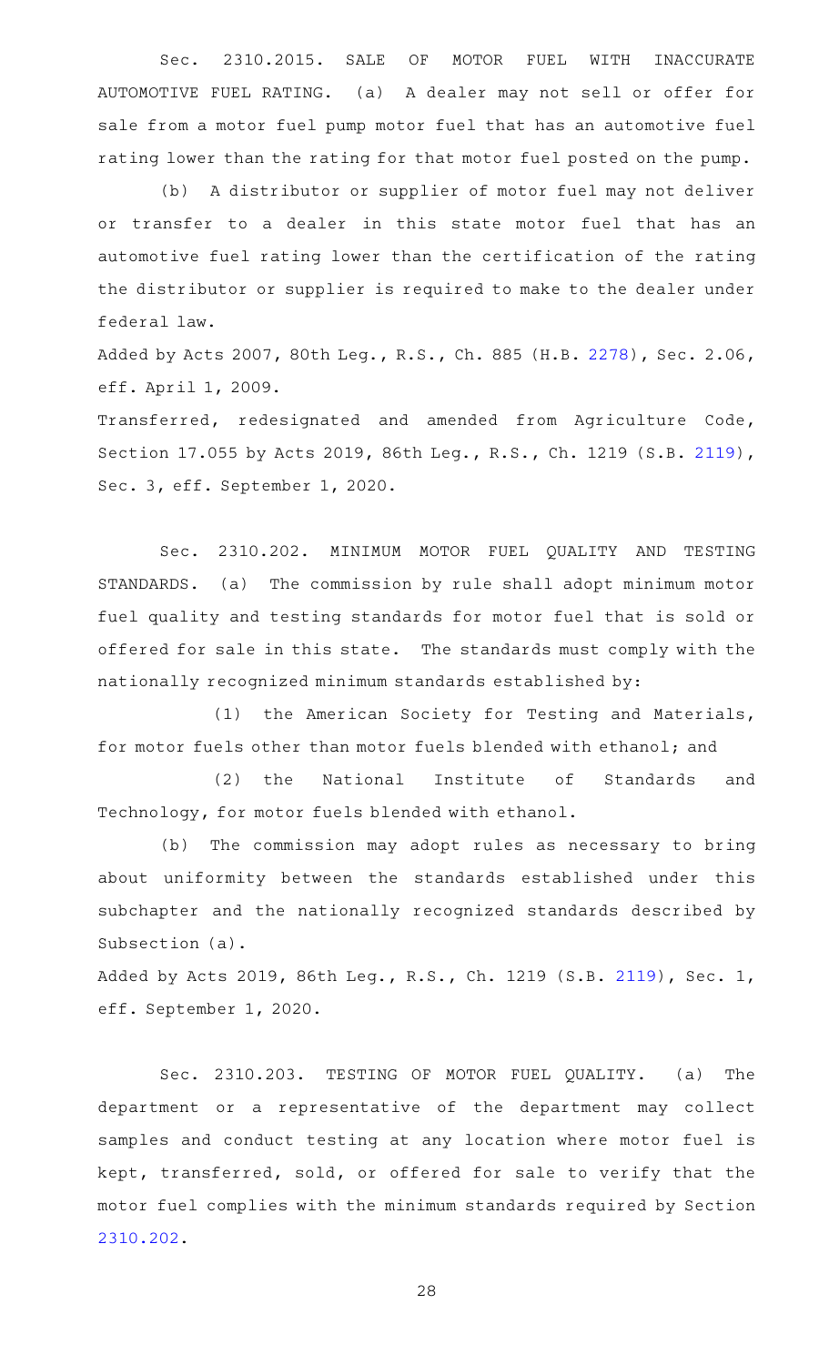Sec. 2310.2015. SALE OF MOTOR FUEL WITH INACCURATE AUTOMOTIVE FUEL RATING. (a) A dealer may not sell or offer for sale from a motor fuel pump motor fuel that has an automotive fuel rating lower than the rating for that motor fuel posted on the pump.

(b) A distributor or supplier of motor fuel may not deliver or transfer to a dealer in this state motor fuel that has an automotive fuel rating lower than the certification of the rating the distributor or supplier is required to make to the dealer under federal law.

Added by Acts 2007, 80th Leg., R.S., Ch. 885 (H.B. 2278), Sec. 2.06, eff. April 1, 2009.

Transferred, redesignated and amended from Agriculture Code, Section 17.055 by Acts 2019, 86th Leg., R.S., Ch. 1219 (S.B. 2119), Sec. 3, eff. September 1, 2020.

Sec. 2310.202. MINIMUM MOTOR FUEL QUALITY AND TESTING STANDARDS. (a) The commission by rule shall adopt minimum motor fuel quality and testing standards for motor fuel that is sold or offered for sale in this state. The standards must comply with the nationally recognized minimum standards established by:

(1) the American Society for Testing and Materials, for motor fuels other than motor fuels blended with ethanol; and

(2) the National Institute of Standards and Technology, for motor fuels blended with ethanol.

(b) The commission may adopt rules as necessary to bring about uniformity between the standards established under this subchapter and the nationally recognized standards described by Subsection (a).

Added by Acts 2019, 86th Leg., R.S., Ch. 1219 (S.B. 2119), Sec. 1, eff. September 1, 2020.

Sec. 2310.203. TESTING OF MOTOR FUEL QUALITY. (a) The department or a representative of the department may collect samples and conduct testing at any location where motor fuel is kept, transferred, sold, or offered for sale to verify that the motor fuel complies with the minimum standards required by Section 2310.202.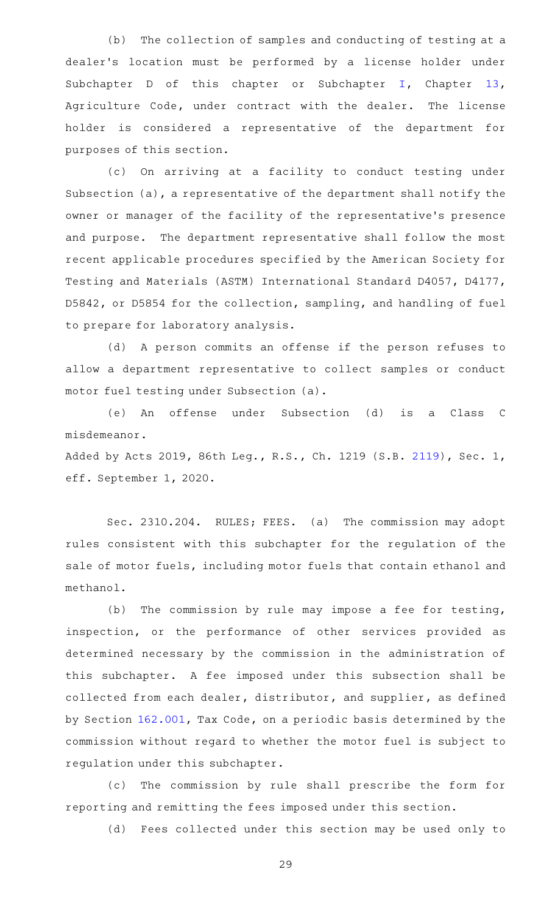(b) The collection of samples and conducting of testing at a dealer's location must be performed by a license holder under Subchapter D of this chapter or Subchapter I, Chapter 13, Agriculture Code, under contract with the dealer. The license holder is considered a representative of the department for purposes of this section.

(c) On arriving at a facility to conduct testing under Subsection (a), a representative of the department shall notify the owner or manager of the facility of the representative's presence and purpose. The department representative shall follow the most recent applicable procedures specified by the American Society for Testing and Materials (ASTM) International Standard D4057, D4177, D5842, or D5854 for the collection, sampling, and handling of fuel to prepare for laboratory analysis.

(d) A person commits an offense if the person refuses to allow a department representative to collect samples or conduct motor fuel testing under Subsection (a).

(e) An offense under Subsection (d) is a Class C misdemeanor.

Added by Acts 2019, 86th Leg., R.S., Ch. 1219 (S.B. 2119), Sec. 1, eff. September 1, 2020.

Sec. 2310.204. RULES; FEES. (a) The commission may adopt rules consistent with this subchapter for the regulation of the sale of motor fuels, including motor fuels that contain ethanol and methanol.

(b) The commission by rule may impose a fee for testing, inspection, or the performance of other services provided as determined necessary by the commission in the administration of this subchapter. A fee imposed under this subsection shall be collected from each dealer, distributor, and supplier, as defined by Section 162.001, Tax Code, on a periodic basis determined by the commission without regard to whether the motor fuel is subject to regulation under this subchapter.

(c) The commission by rule shall prescribe the form for reporting and remitting the fees imposed under this section.

(d) Fees collected under this section may be used only to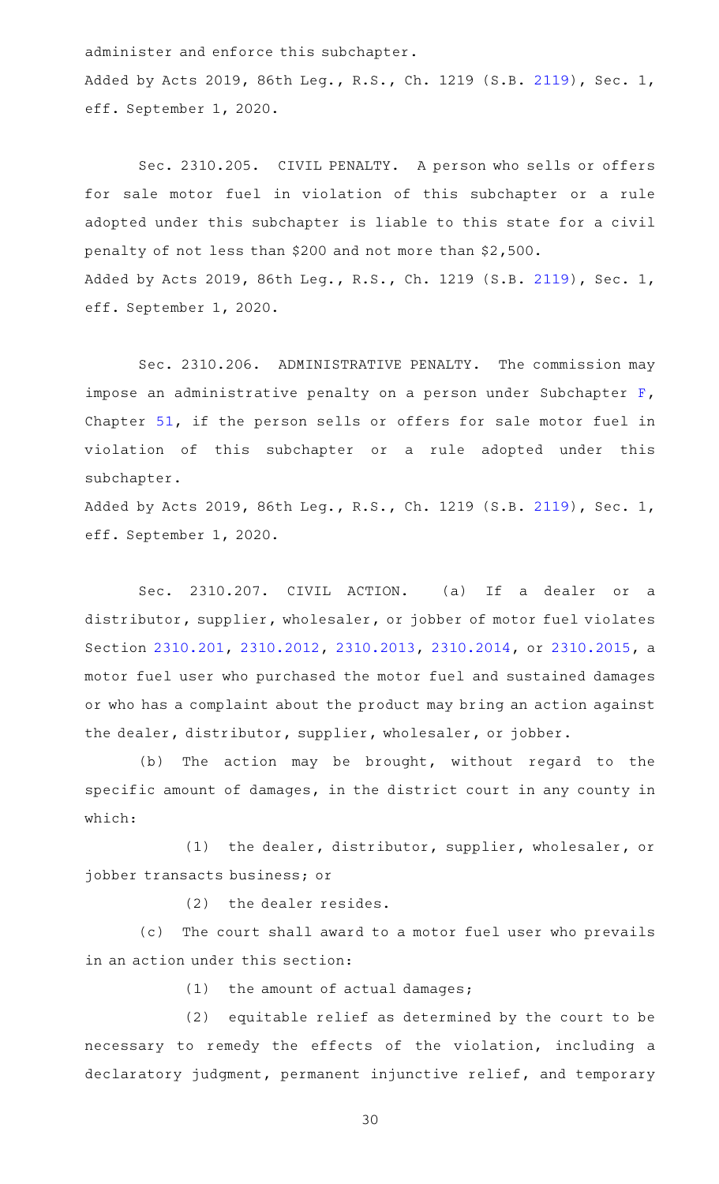administer and enforce this subchapter.

Added by Acts 2019, 86th Leg., R.S., Ch. 1219 (S.B. 2119), Sec. 1, eff. September 1, 2020.

Sec. 2310.205. CIVIL PENALTY. A person who sells or offers for sale motor fuel in violation of this subchapter or a rule adopted under this subchapter is liable to this state for a civil penalty of not less than $200 and not more than $2,500.

Added by Acts 2019, 86th Leg., R.S., Ch. 1219 (S.B. 2119), Sec. 1, eff. September 1, 2020.

Sec. 2310.206. ADMINISTRATIVE PENALTY. The commission may impose an administrative penalty on a person under Subchapter F, Chapter 51, if the person sells or offers for sale motor fuel in violation of this subchapter or a rule adopted under this subchapter.

Added by Acts 2019, 86th Leg., R.S., Ch. 1219 (S.B. 2119), Sec. 1, eff. September 1, 2020.

Sec. 2310.207. CIVIL ACTION. (a) If a dealer or a distributor, supplier, wholesaler, or jobber of motor fuel violates Section 2310.201, 2310.2012, 2310.2013, 2310.2014, or 2310.2015, a motor fuel user who purchased the motor fuel and sustained damages or who has a complaint about the product may bring an action against the dealer, distributor, supplier, wholesaler, or jobber.

(b) The action may be brought, without regard to the specific amount of damages, in the district court in any county in which:

(1) the dealer, distributor, supplier, wholesaler, or jobber transacts business; or

(2) the dealer resides.

(c) The court shall award to a motor fuel user who prevails in an action under this section:

(1) the amount of actual damages;

(2) equitable relief as determined by the court to be necessary to remedy the effects of the violation, including a declaratory judgment, permanent injunctive relief, and temporary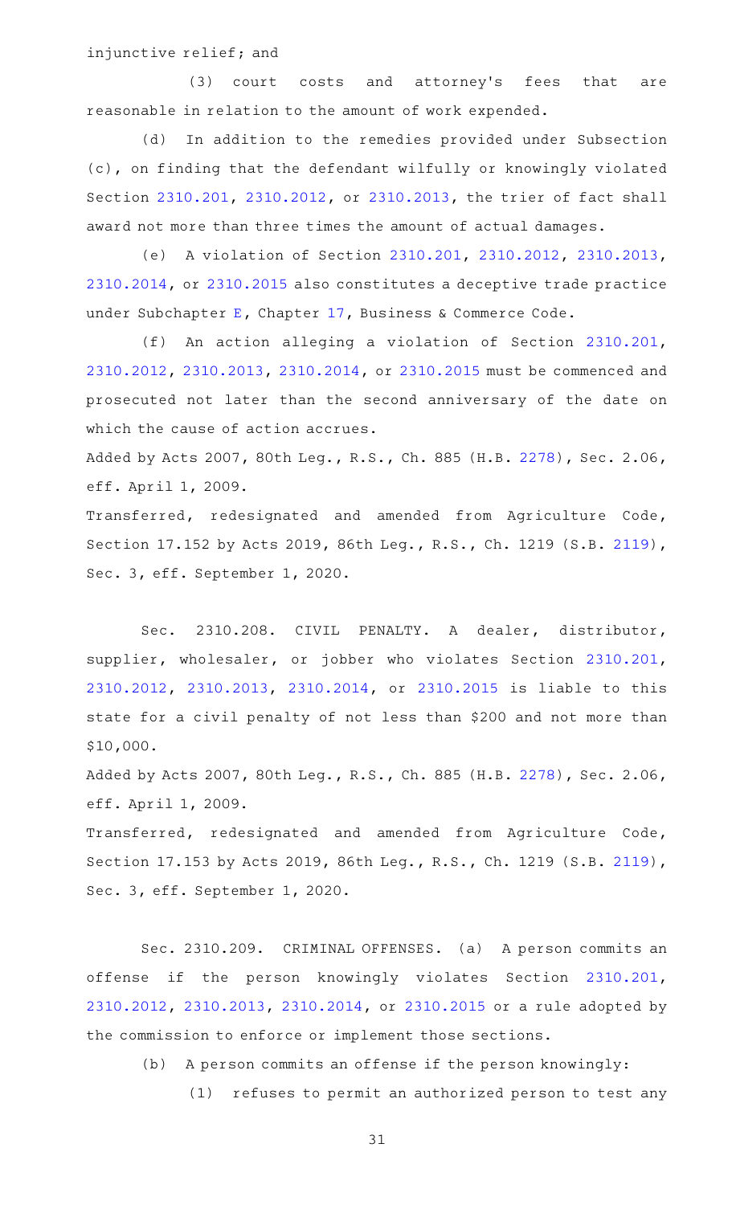injunctive relief; and

(3) court costs and attorney's fees that are reasonable in relation to the amount of work expended.

(d) In addition to the remedies provided under Subsection (c), on finding that the defendant wilfully or knowingly violated Section 2310.201, 2310.2012, or 2310.2013, the trier of fact shall award not more than three times the amount of actual damages.

(e) A violation of Section 2310.201, 2310.2012, 2310.2013, 2310.2014, or 2310.2015 also constitutes a deceptive trade practice under Subchapter E, Chapter 17, Business & Commerce Code.

(f) An action alleging a violation of Section 2310.201, 2310.2012, 2310.2013, 2310.2014, or 2310.2015 must be commenced and prosecuted not later than the second anniversary of the date on which the cause of action accrues.

Added by Acts 2007, 80th Leg., R.S., Ch. 885 (H.B. 2278), Sec. 2.06, eff. April 1, 2009.

Transferred, redesignated and amended from Agriculture Code, Section 17.152 by Acts 2019, 86th Leg., R.S., Ch. 1219 (S.B. 2119), Sec. 3, eff. September 1, 2020.

Sec. 2310.208. CIVIL PENALTY. A dealer, distributor, supplier, wholesaler, or jobber who violates Section 2310.201, 2310.2012, 2310.2013, 2310.2014, or 2310.2015 is liable to this state for a civil penalty of not less than $200 and not more than $10,000.

Added by Acts 2007, 80th Leg., R.S., Ch. 885 (H.B. 2278), Sec. 2.06, eff. April 1, 2009.

Transferred, redesignated and amended from Agriculture Code, Section 17.153 by Acts 2019, 86th Leg., R.S., Ch. 1219 (S.B. 2119), Sec. 3, eff. September 1, 2020.

Sec. 2310.209. CRIMINAL OFFENSES. (a) A person commits an offense if the person knowingly violates Section 2310.201, 2310.2012, 2310.2013, 2310.2014, or 2310.2015 or a rule adopted by the commission to enforce or implement those sections.

(b) A person commits an offense if the person knowingly:

(1) refuses to permit an authorized person to test any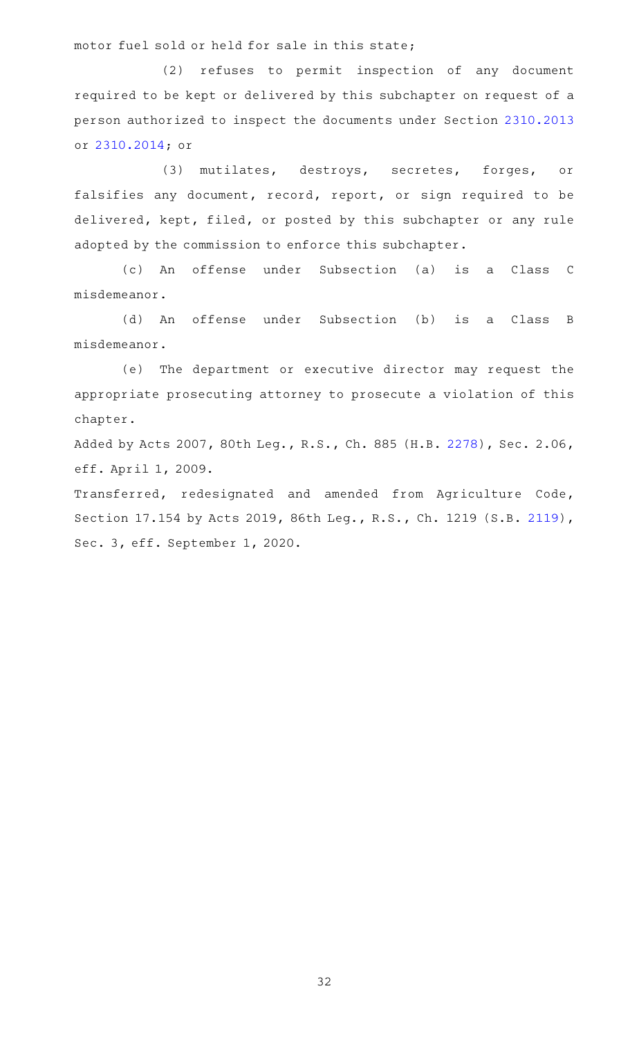motor fuel sold or held for sale in this state;

(2) refuses to permit inspection of any document required to be kept or delivered by this subchapter on request of a person authorized to inspect the documents under Section 2310.2013 or 2310.2014; or

(3) mutilates, destroys, secretes, forges, or falsifies any document, record, report, or sign required to be delivered, kept, filed, or posted by this subchapter or any rule adopted by the commission to enforce this subchapter.

(c) An offense under Subsection (a) is a Class C misdemeanor.

(d) An offense under Subsection (b) is a Class B misdemeanor.

(e) The department or executive director may request the appropriate prosecuting attorney to prosecute a violation of this chapter.

Added by Acts 2007, 80th Leg., R.S., Ch. 885 (H.B. 2278), Sec. 2.06, eff. April 1, 2009.

Transferred, redesignated and amended from Agriculture Code, Section 17.154 by Acts 2019, 86th Leg., R.S., Ch. 1219 (S.B. 2119), Sec. 3, eff. September 1, 2020.